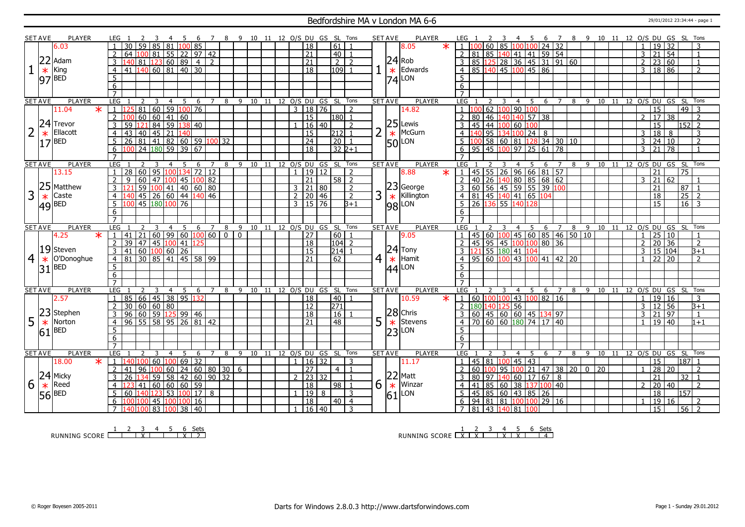# Bedfordshire MA v London MA 6-6

29/01/2012 23:34:44 - page 1

## Set 1

| SET AVE | PLAYER | LEG | 1 | 2 | 3 | 4 | 5 | 6 | 7 | 8 | 9 | 10 | 11 | 12 | O/S | DU | GS | SL | Tons |
|---|---|---|---|---|---|---|---|---|---|---|---|---|---|---|---|---|---|---|---|
| 22.97 | Adam King (BED) 6.03 | 1 | 30 | 59 | 85 | 81 | 100 | 85 | | | | | | | | 18 | | 61 | 1 |
| | | 2 | 64 | 100 | 81 | 55 | 22 | 97 | 42 | | | | | | | 21 | | 40 | 1 |
| | | 3 | 140 | 81 | 123 | 60 | 89 | 4 | 2 | | | | | | | 21 | | 2 | 2 |
| | | 4 | 41 | 140 | 60 | 81 | 40 | 30 | | | | | | | | 18 | | 109 | 1 |

| SET AVE | PLAYER | LEG | 1 | 2 | 3 | 4 | 5 | 6 | 7 | 8 | 9 | 10 | 11 | 12 | O/S | DU | GS | SL | Tons |
|---|---|---|---|---|---|---|---|---|---|---|---|---|---|---|---|---|---|---|---|
| 24.74 | Rob Edwards (LON) 8.05 * | 1 | 100 | 60 | 85 | 100 | 100 | 24 | 32 | | | | | | 1 | 19 | 32 | | 3 |
| | | 2 | 81 | 85 | 140 | 41 | 41 | 59 | 54 | | | | | | 3 | 21 | 54 | | 1 |
| | | 3 | 85 | 125 | 28 | 36 | 45 | 31 | 91 | 60 | | | | | 2 | 23 | 60 | | 1 |
| | | 4 | 85 | 140 | 45 | 100 | 45 | 86 | | | | | | | 3 | 18 | 86 | | 2 |

## Set 2

| SET AVE | PLAYER | LEG | 1 | 2 | 3 | 4 | 5 | 6 | 7 | 8 | 9 | 10 | 11 | 12 | O/S | DU | GS | SL | Tons |
|---|---|---|---|---|---|---|---|---|---|---|---|---|---|---|---|---|---|---|---|
| 24.17 | Trevor Ellacott (BED) 11.04 * | 1 | 125 | 81 | 60 | 59 | 100 | 76 | | | | | | | 3 | 18 | 76 | | 2 |
| | | 2 | 100 | 60 | 60 | 41 | 60 | | | | | | | | | 15 | | 180 | 1 |
| | | 3 | 59 | 121 | 84 | 59 | 138 | 40 | | | | | | | 1 | 16 | 40 | | 2 |
| | | 4 | 43 | 40 | 45 | 21 | 140 | | | | | | | | | 15 | | 212 | 1 |
| | | 5 | 26 | 81 | 41 | 82 | 60 | 59 | 100 | 32 | | | | | | 24 | | 20 | 1 |
| | | 6 | 100 | 24 | 180 | 59 | 39 | 67 | | | | | | | | 18 | | 32 | 2+1 |

| SET AVE | PLAYER | LEG | 1 | 2 | 3 | 4 | 5 | 6 | 7 | 8 | 9 | 10 | 11 | 12 | O/S | DU | GS | SL | Tons |
|---|---|---|---|---|---|---|---|---|---|---|---|---|---|---|---|---|---|---|---|
| 25.50 | Lewis McGurn (LON) 14.82 | 1 | 100 | 62 | 100 | 90 | 100 | | | | | | | | | 15 | | 49 | 3 |
| | | 2 | 80 | 46 | 140 | 140 | 57 | 38 | | | | | | | 2 | 17 | 38 | | 2 |
| | | 3 | 45 | 44 | 100 | 60 | 100 | | | | | | | | | 15 | | 152 | 2 |
| | | 4 | 140 | 95 | 134 | 100 | 24 | 8 | | | | | | | 3 | 18 | 8 | | 3 |
| | | 5 | 100 | 58 | 60 | 81 | 128 | 34 | 30 | 10 | | | | | 3 | 24 | 10 | | 2 |
| | | 6 | 95 | 45 | 100 | 97 | 25 | 61 | 78 | | | | | | 3 | 21 | 78 | | 1 |

## Set 3

| SET AVE | PLAYER | LEG | 1 | 2 | 3 | 4 | 5 | 6 | 7 | 8 | 9 | 10 | 11 | 12 | O/S | DU | GS | SL | Tons |
|---|---|---|---|---|---|---|---|---|---|---|---|---|---|---|---|---|---|---|---|
| 25.49 | Matthew Caste (BED) 13.15 | 1 | 28 | 60 | 95 | 100 | 134 | 72 | 12 | | | | | | 1 | 19 | 12 | | 2 |
| | | 2 | 9 | 60 | 47 | 100 | 45 | 100 | 82 | | | | | | | 21 | | 58 | 2 |
| | | 3 | 121 | 59 | 100 | 41 | 40 | 60 | 80 | | | | | | 3 | 21 | 80 | | 2 |
| | | 4 | 140 | 45 | 26 | 60 | 44 | 140 | 46 | | | | | | 2 | 20 | 46 | | 2 |
| | | 5 | 100 | 45 | 180 | 100 | 76 | | | | | | | | 3 | 15 | 76 | | 3+1 |

| SET AVE | PLAYER | LEG | 1 | 2 | 3 | 4 | 5 | 6 | 7 | 8 | 9 | 10 | 11 | 12 | O/S | DU | GS | SL | Tons |
|---|---|---|---|---|---|---|---|---|---|---|---|---|---|---|---|---|---|---|---|
| 23.98 | George Killington (LON) 8.88 * | 1 | 45 | 55 | 26 | 96 | 66 | 81 | 57 | | | | | | | 21 | | 75 | |
| | | 2 | 40 | 26 | 140 | 80 | 85 | 68 | 62 | | | | | | 3 | 21 | 62 | | 1 |
| | | 3 | 60 | 56 | 45 | 59 | 55 | 39 | 100 | | | | | | | 21 | | 87 | 1 |
| | | 4 | 81 | 45 | 140 | 41 | 65 | 104 | | | | | | | | 18 | | 25 | 2 |
| | | 5 | 26 | 136 | 55 | 140 | 128 | | | | | | | | | 15 | | 16 | 3 |

## Set 4

| SET AVE | PLAYER | LEG | 1 | 2 | 3 | 4 | 5 | 6 | 7 | 8 | 9 | 10 | 11 | 12 | O/S | DU | GS | SL | Tons |
|---|---|---|---|---|---|---|---|---|---|---|---|---|---|---|---|---|---|---|---|
| 19.31 | Steven O'Donoghue (BED) 4.25 * | 1 | 41 | 21 | 60 | 99 | 60 | 100 | 60 | 0 | 0 | | | | | 27 | | 60 | 1 |
| | | 2 | 39 | 47 | 45 | 100 | 41 | 125 | | | | | | | | 18 | | 104 | 2 |
| | | 3 | 41 | 60 | 100 | 60 | 26 | | | | | | | | | 15 | | 214 | 1 |
| | | 4 | 81 | 30 | 85 | 41 | 45 | 58 | 99 | | | | | | | 21 | | 62 | |

| SET AVE | PLAYER | LEG | 1 | 2 | 3 | 4 | 5 | 6 | 7 | 8 | 9 | 10 | 11 | 12 | O/S | DU | GS | SL | Tons |
|---|---|---|---|---|---|---|---|---|---|---|---|---|---|---|---|---|---|---|---|
| 24.44 | Tony Hamit (LON) 9.05 | 1 | 45 | 60 | 100 | 45 | 60 | 85 | 46 | 50 | 10 | | | | 1 | 25 | 10 | | 1 |
| | | 2 | 45 | 95 | 45 | 100 | 100 | 80 | 36 | | | | | | 2 | 20 | 36 | | 2 |
| | | 3 | 121 | 55 | 180 | 41 | 104 | | | | | | | | 3 | 15 | 104 | | 3+1 |
| | | 4 | 95 | 60 | 100 | 43 | 100 | 41 | 42 | 20 | | | | | 1 | 22 | 20 | | 2 |

## Set 5

| SET AVE | PLAYER | LEG | 1 | 2 | 3 | 4 | 5 | 6 | 7 | 8 | 9 | 10 | 11 | 12 | O/S | DU | GS | SL | Tons |
|---|---|---|---|---|---|---|---|---|---|---|---|---|---|---|---|---|---|---|---|
| 23.61 | Stephen Norton (BED) 2.57 | 1 | 85 | 66 | 45 | 38 | 95 | 132 | | | | | | | | 18 | | 40 | 1 |
| | | 2 | 30 | 60 | 60 | 80 | | | | | | | | | | 12 | | 271 | |
| | | 3 | 96 | 60 | 59 | 125 | 99 | 46 | | | | | | | | 18 | | 16 | 1 |
| | | 4 | 96 | 55 | 58 | 95 | 26 | 81 | 42 | | | | | | | 21 | | 48 | |

| SET AVE | PLAYER | LEG | 1 | 2 | 3 | 4 | 5 | 6 | 7 | 8 | 9 | 10 | 11 | 12 | O/S | DU | GS | SL | Tons |
|---|---|---|---|---|---|---|---|---|---|---|---|---|---|---|---|---|---|---|---|
| 28.23 | Chris Stevens (LON) 10.59 * | 1 | 60 | 100 | 100 | 43 | 100 | 82 | 16 | | | | | | 1 | 19 | 16 | | 3 |
| | | 2 | 180 | 140 | 125 | 56 | | | | | | | | | 3 | 12 | 56 | | 3+1 |
| | | 3 | 60 | 45 | 60 | 60 | 45 | 134 | 97 | | | | | | 3 | 21 | 97 | | 1 |
| | | 4 | 70 | 60 | 60 | 180 | 74 | 17 | 40 | | | | | | 1 | 19 | 40 | | 1+1 |

## Set 6

| SET AVE | PLAYER | LEG | 1 | 2 | 3 | 4 | 5 | 6 | 7 | 8 | 9 | 10 | 11 | 12 | O/S | DU | GS | SL | Tons |
|---|---|---|---|---|---|---|---|---|---|---|---|---|---|---|---|---|---|---|---|
| 24.56 | Micky Reed (BED) 18.00 * | 1 | 140 | 100 | 60 | 100 | 69 | 32 | | | | | | | 1 | 16 | 32 | | 3 |
| | | 2 | 41 | 96 | 100 | 60 | 24 | 60 | 80 | 30 | 6 | | | | | 27 | | 4 | 1 |
| | | 3 | 26 | 134 | 59 | 58 | 42 | 60 | 90 | 32 | | | | | 2 | 23 | 32 | | 1 |
| | | 4 | 123 | 41 | 60 | 60 | 60 | 59 | | | | | | | | 18 | | 98 | 1 |
| | | 5 | 60 | 140 | 123 | 53 | 100 | 17 | 8 | | | | | | 1 | 19 | 8 | | 3 |
| | | 6 | 100 | 100 | 45 | 100 | 100 | 16 | | | | | | | | 18 | | 40 | 4 |
| | | 7 | 140 | 100 | 83 | 100 | 38 | 40 | | | | | | | 1 | 16 | 40 | | 3 |

| SET AVE | PLAYER | LEG | 1 | 2 | 3 | 4 | 5 | 6 | 7 | 8 | 9 | 10 | 11 | 12 | O/S | DU | GS | SL | Tons |
|---|---|---|---|---|---|---|---|---|---|---|---|---|---|---|---|---|---|---|---|
| 22.61 | Matt Winzar (LON) 11.17 | 1 | 45 | 81 | 100 | 45 | 43 | | | | | | | | | 15 | | 187 | 1 |
| | | 2 | 60 | 100 | 95 | 100 | 21 | 47 | 38 | 20 | 0 | 20 | | | 1 | 28 | 20 | | 2 |
| | | 3 | 80 | 97 | 140 | 60 | 17 | 67 | 8 | | | | | | | 21 | | 32 | 1 |
| | | 4 | 41 | 85 | 60 | 38 | 137 | 100 | 40 | | | | | | 2 | 20 | 40 | | 2 |
| | | 5 | 45 | 85 | 60 | 43 | 85 | 26 | | | | | | | | 18 | | 157 | |
| | | 6 | 94 | 81 | 81 | 100 | 100 | 29 | 16 | | | | | | 1 | 19 | 16 | | 2 |
| | | 7 | 81 | 43 | 140 | 81 | 100 | | | | | | | | | 15 | | 56 | 2 |

## Running Score

| | 1 | 2 | 3 | 4 | 5 | 6 | Sets |
|---|---|---|---|---|---|---|---|
| Bedfordshire MA | | | X | | | X | 2 |
| London MA | X | X | | X | X | | 4 |

© Roger Boyesen 2005-2011 — Darts for Windows 2.8.0.3 http://www.dartsforwindows.com — Sunday 29.01.2012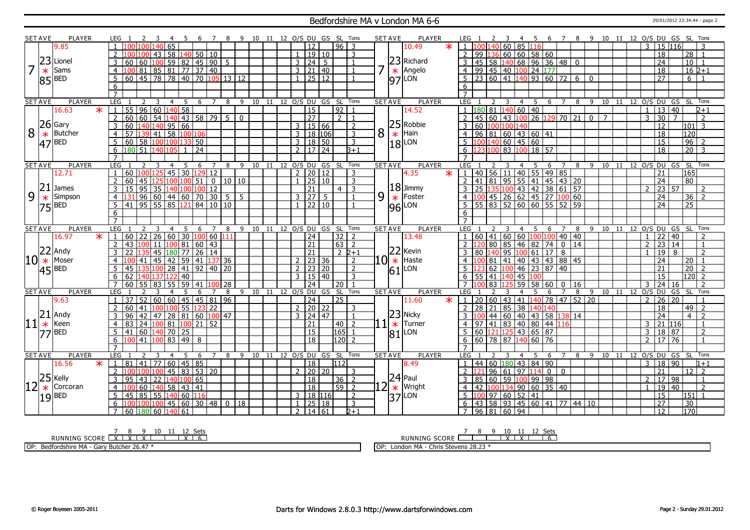# Bedfordshire MA v London MA 6-6

29/01/2012 23:34:44 - page 2

## Set 7

| SET AVE | PLAYER | LEG | 1 | 2 | 3 | 4 | 5 | 6 | 7 | 8 | 9 | 10 | 11 | 12 | O/S | DU | GS | SL | Tons |
|---|---|---|---|---|---|---|---|---|---|---|---|---|---|---|---|---|---|---|---|
| 9.85 | Lionel Sams | 1 | 100 | 100 | 140 | 65 | | | | | | | | | | 12 | | 96 | 3 |
| 23 | BED | 2 | 100 | 100 | 43 | 58 | 140 | 50 | 10 | | | | | | 1 | 19 | 10 | | 3 |
| 85 | | 3 | 60 | 60 | 100 | 59 | 82 | 45 | 90 | 5 | | | | | 3 | 24 | 5 | | 1 |
| | | 4 | 100 | 81 | 85 | 81 | 77 | 37 | 40 | | | | | | 3 | 21 | 40 | | 1 |
| | | 5 | 60 | 45 | 78 | 78 | 40 | 70 | 105 | 13 | 12 | | | | 1 | 25 | 12 | | 1 |

| SET AVE | PLAYER | LEG | 1 | 2 | 3 | 4 | 5 | 6 | 7 | 8 | 9 | 10 | 11 | 12 | O/S | DU | GS | SL | Tons |
|---|---|---|---|---|---|---|---|---|---|---|---|---|---|---|---|---|---|---|---|
| 10.49 * | Richard Angelo | 1 | 100 | 140 | 60 | 85 | 116 | | | | | | | | 3 | 15 | 116 | | 3 |
| 23 | LON | 2 | 99 | 136 | 60 | 60 | 58 | 60 | | | | | | | | 18 | | 28 | 1 |
| 97 | | 3 | 45 | 58 | 140 | 68 | 96 | 36 | 48 | 0 | | | | | | 24 | | 10 | 1 |
| | | 4 | 99 | 45 | 40 | 100 | 24 | 177 | | | | | | | | 18 | | 16 | 2+1 |
| | | 5 | 23 | 60 | 41 | 140 | 93 | 60 | 72 | 6 | 0 | | | | | 27 | | 6 | 1 |

## Set 8

| SET AVE | PLAYER | LEG | 1 | 2 | 3 | 4 | 5 | 6 | 7 | 8 | 9 | 10 | 11 | 12 | O/S | DU | GS | SL | Tons |
|---|---|---|---|---|---|---|---|---|---|---|---|---|---|---|---|---|---|---|---|
| 16.63 * | Gary Butcher | 1 | 55 | 96 | 60 | 140 | 58 | | | | | | | | | 15 | | 92 | 1 |
| 26 | BED | 2 | 60 | 60 | 54 | 140 | 43 | 58 | 79 | 5 | 0 | | | | | 27 | | 2 | 1 |
| 47 | | 3 | 60 | 140 | 140 | 95 | 66 | | | | | | | | 3 | 15 | 66 | | 2 |
| | | 4 | 57 | 139 | 41 | 58 | 100 | 106 | | | | | | | 3 | 18 | 106 | | 3 |
| | | 5 | 60 | 58 | 100 | 100 | 133 | 50 | | | | | | | 3 | 18 | 50 | | 3 |
| | | 6 | 180 | 51 | 140 | 105 | 1 | 24 | | | | | | | 2 | 17 | 24 | | 3+1 |

| SET AVE | PLAYER | LEG | 1 | 2 | 3 | 4 | 5 | 6 | 7 | 8 | 9 | 10 | 11 | 12 | O/S | DU | GS | SL | Tons |
|---|---|---|---|---|---|---|---|---|---|---|---|---|---|---|---|---|---|---|---|
| 14.52 | Robbie Hain | 1 | 180 | 81 | 140 | 60 | 40 | | | | | | | | 1 | 13 | 40 | | 2+1 |
| 25 | LON | 2 | 45 | 60 | 43 | 100 | 26 | 129 | 70 | 21 | 0 | 7 | | | 3 | 30 | 7 | | 2 |
| 18 | | 3 | 60 | 100 | 100 | 140 | | | | | | | | | | 12 | | 101 | 3 |
| | | 4 | 96 | 81 | 60 | 43 | 60 | 41 | | | | | | | | 18 | | 120 | |
| | | 5 | 100 | 140 | 60 | 45 | 60 | | | | | | | | | 15 | | 96 | 2 |
| | | 6 | 123 | 100 | 83 | 100 | 18 | 57 | | | | | | | | 18 | | 20 | 3 |

## Set 9

| SET AVE | PLAYER | LEG | 1 | 2 | 3 | 4 | 5 | 6 | 7 | 8 | 9 | 10 | 11 | 12 | O/S | DU | GS | SL | Tons |
|---|---|---|---|---|---|---|---|---|---|---|---|---|---|---|---|---|---|---|---|
| 12.71 | James Simpson | 1 | 60 | 100 | 125 | 45 | 30 | 129 | 12 | | | | | | 2 | 20 | 12 | | 3 |
| 21 | BED | 2 | 60 | 45 | 125 | 100 | 100 | 51 | 0 | 10 | 10 | | | | 1 | 25 | 10 | | 3 |
| 75 | | 3 | 15 | 95 | 35 | 140 | 100 | 100 | 12 | | | | | | | 21 | | 4 | 3 |
| | | 4 | 131 | 96 | 60 | 44 | 60 | 70 | 30 | 5 | 5 | | | | 3 | 27 | 5 | | 1 |
| | | 5 | 41 | 95 | 55 | 85 | 121 | 84 | 10 | 10 | | | | | 1 | 22 | 10 | | 1 |

| SET AVE | PLAYER | LEG | 1 | 2 | 3 | 4 | 5 | 6 | 7 | 8 | 9 | 10 | 11 | 12 | O/S | DU | GS | SL | Tons |
|---|---|---|---|---|---|---|---|---|---|---|---|---|---|---|---|---|---|---|---|
| 4.35 * | Jimmy Foster | 1 | 40 | 56 | 11 | 40 | 55 | 49 | 85 | | | | | | | 21 | | 165 | |
| 18 | LON | 2 | 41 | 81 | 95 | 55 | 41 | 45 | 43 | 20 | | | | | | 24 | | 80 | |
| 96 | | 3 | 25 | 135 | 100 | 43 | 42 | 38 | 61 | 57 | | | | | 2 | 23 | 57 | | 2 |
| | | 4 | 100 | 45 | 26 | 62 | 45 | 27 | 100 | 60 | | | | | | 24 | | 36 | 2 |
| | | 5 | 55 | 83 | 52 | 60 | 60 | 55 | 52 | 59 | | | | | | 24 | | 25 | |

## Set 10

| SET AVE | PLAYER | LEG | 1 | 2 | 3 | 4 | 5 | 6 | 7 | 8 | 9 | 10 | 11 | 12 | O/S | DU | GS | SL | Tons |
|---|---|---|---|---|---|---|---|---|---|---|---|---|---|---|---|---|---|---|---|
| 16.97 * | Andy Moser | 1 | 60 | 22 | 26 | 60 | 30 | 100 | 60 | 111 | | | | | | 24 | | 32 | 2 |
| 22 | BED | 2 | 43 | 100 | 11 | 100 | 81 | 60 | 43 | | | | | | | 21 | | 63 | 2 |
| 45 | | 3 | 22 | 135 | 45 | 180 | 77 | 26 | 14 | | | | | | | 21 | | 2 | 2+1 |
| | | 4 | 100 | 41 | 45 | 42 | 59 | 41 | 137 | 36 | | | | | 2 | 23 | 36 | | 2 |
| | | 5 | 45 | 135 | 100 | 28 | 41 | 92 | 40 | 20 | | | | | 2 | 23 | 20 | | 2 |
| | | 6 | 62 | 140 | 137 | 122 | 40 | | | | | | | | 3 | 15 | 40 | | 3 |
| | | 7 | 60 | 55 | 83 | 55 | 59 | 41 | 100 | 28 | | | | | | 24 | | 20 | 1 |

| SET AVE | PLAYER | LEG | 1 | 2 | 3 | 4 | 5 | 6 | 7 | 8 | 9 | 10 | 11 | 12 | O/S | DU | GS | SL | Tons |
|---|---|---|---|---|---|---|---|---|---|---|---|---|---|---|---|---|---|---|---|
| 13.48 | Kevin Haste | 1 | 60 | 41 | 60 | 60 | 100 | 100 | 40 | 40 | | | | | 1 | 22 | 40 | | 2 |
| 22 | LON | 2 | 120 | 80 | 85 | 46 | 82 | 74 | 0 | 14 | | | | | 2 | 23 | 14 | | 1 |
| 61 | | 3 | 80 | 140 | 95 | 100 | 61 | 17 | 8 | | | | | | 1 | 19 | 8 | | 2 |
| | | 4 | 100 | 81 | 41 | 40 | 43 | 43 | 88 | 45 | | | | | | 24 | | 20 | 1 |
| | | 5 | 123 | 62 | 100 | 46 | 23 | 87 | 40 | | | | | | | 21 | | 20 | 2 |
| | | 6 | 55 | 41 | 140 | 45 | 100 | | | | | | | | | 15 | | 120 | 2 |
| | | 7 | 100 | 83 | 125 | 59 | 58 | 60 | 0 | 16 | | | | | 3 | 24 | 16 | | 2 |

## Set 11

| SET AVE | PLAYER | LEG | 1 | 2 | 3 | 4 | 5 | 6 | 7 | 8 | 9 | 10 | 11 | 12 | O/S | DU | GS | SL | Tons |
|---|---|---|---|---|---|---|---|---|---|---|---|---|---|---|---|---|---|---|---|
| 9.63 | Andy Keen | 1 | 37 | 52 | 60 | 60 | 45 | 45 | 81 | 96 | | | | | | 24 | | 25 | |
| 21 | BED | 2 | 60 | 41 | 100 | 100 | 55 | 123 | 22 | | | | | | 2 | 20 | 22 | | 3 |
| 77 | | 3 | 96 | 42 | 47 | 28 | 81 | 60 | 100 | 47 | | | | | 3 | 24 | 47 | | 1 |
| | | 4 | 83 | 24 | 100 | 81 | 100 | 21 | 52 | | | | | | | 21 | | 40 | 2 |
| | | 5 | 41 | 60 | 140 | 70 | 25 | | | | | | | | | 15 | | 165 | 1 |
| | | 6 | 100 | 41 | 100 | 83 | 49 | 8 | | | | | | | | 18 | | 120 | 2 |

| SET AVE | PLAYER | LEG | 1 | 2 | 3 | 4 | 5 | 6 | 7 | 8 | 9 | 10 | 11 | 12 | O/S | DU | GS | SL | Tons |
|---|---|---|---|---|---|---|---|---|---|---|---|---|---|---|---|---|---|---|---|
| 11.60 * | Nicky Turner | 1 | 20 | 60 | 43 | 41 | 140 | 78 | 47 | 52 | 20 | | | | 2 | 26 | 20 | | 1 |
| 23 | LON | 2 | 28 | 21 | 85 | 38 | 140 | 140 | | | | | | | | 18 | | 49 | 2 |
| 81 | | 3 | 100 | 44 | 60 | 40 | 43 | 58 | 138 | 14 | | | | | | 24 | | 4 | 2 |
| | | 4 | 97 | 41 | 83 | 40 | 80 | 44 | 116 | | | | | | 3 | 21 | 116 | | 1 |
| | | 5 | 60 | 121 | 125 | 43 | 65 | 87 | | | | | | | 3 | 18 | 87 | | 2 |
| | | 6 | 60 | 78 | 87 | 140 | 60 | 76 | | | | | | | 2 | 17 | 76 | | 1 |

## Set 12

| SET AVE | PLAYER | LEG | 1 | 2 | 3 | 4 | 5 | 6 | 7 | 8 | 9 | 10 | 11 | 12 | O/S | DU | GS | SL | Tons |
|---|---|---|---|---|---|---|---|---|---|---|---|---|---|---|---|---|---|---|---|
| 16.56 * | Kelly Corcoran | 1 | 81 | 41 | 77 | 60 | 45 | 85 | | | | | | | | 18 | | 112 | |
| 25 | BED | 2 | 100 | 100 | 100 | 45 | 83 | 53 | 20 | | | | | | 2 | 20 | 20 | | 3 |
| 19 | | 3 | 95 | 43 | 22 | 140 | 100 | 65 | | | | | | | | 18 | | 36 | 2 |
| | | 4 | 100 | 60 | 140 | 58 | 43 | 41 | | | | | | | | 18 | | 59 | 2 |
| | | 5 | 45 | 85 | 55 | 140 | 60 | 116 | | | | | | | 3 | 18 | 116 | | 2 |
| | | 6 | 100 | 100 | 100 | 45 | 60 | 30 | 48 | 0 | 18 | | | | 1 | 25 | 18 | | 3 |
| | | 7 | 60 | 180 | 60 | 140 | 61 | | | | | | | | 2 | 14 | 61 | | 2+1 |

| SET AVE | PLAYER | LEG | 1 | 2 | 3 | 4 | 5 | 6 | 7 | 8 | 9 | 10 | 11 | 12 | O/S | DU | GS | SL | Tons |
|---|---|---|---|---|---|---|---|---|---|---|---|---|---|---|---|---|---|---|---|
| 8.49 | Paul Wright | 1 | 44 | 60 | 180 | 43 | 84 | 90 | | | | | | | 3 | 18 | 90 | | 1+1 |
| 24 | LON | 2 | 121 | 96 | 61 | 97 | 114 | 0 | 0 | | | | | | | 21 | | 12 | 2 |
| 37 | | 3 | 85 | 60 | 59 | 100 | 99 | 98 | | | | | | | 2 | 17 | 98 | | 1 |
| | | 4 | 42 | 100 | 134 | 90 | 60 | 35 | 40 | | | | | | 1 | 19 | 40 | | 2 |
| | | 5 | 100 | 97 | 60 | 52 | 41 | | | | | | | | | 15 | | 151 | 1 |
| | | 6 | 43 | 58 | 93 | 45 | 60 | 41 | 77 | 44 | 10 | | | | | 27 | | 30 | |
| | | 7 | 96 | 81 | 60 | 94 | | | | | | | | | | 12 | | 170 | |

| RUNNING SCORE | 7 | 8 | 9 | 10 | 11 | 12 | Sets |
|---|---|---|---|---|---|---|---|
| Bedfordshire MA | X | X | X | | | X | 6 |
| London MA | | | | X | X | | 6 |

OP: Bedfordshire MA - Gary Butcher 26.47 *

OP: London MA - Chris Stevens 28.23 *

© Roger Boyesen 2005-2011 — Darts for Windows 2.8.0.3 http://www.dartsforwindows.com — Page 2 - Sunday 29.01.2012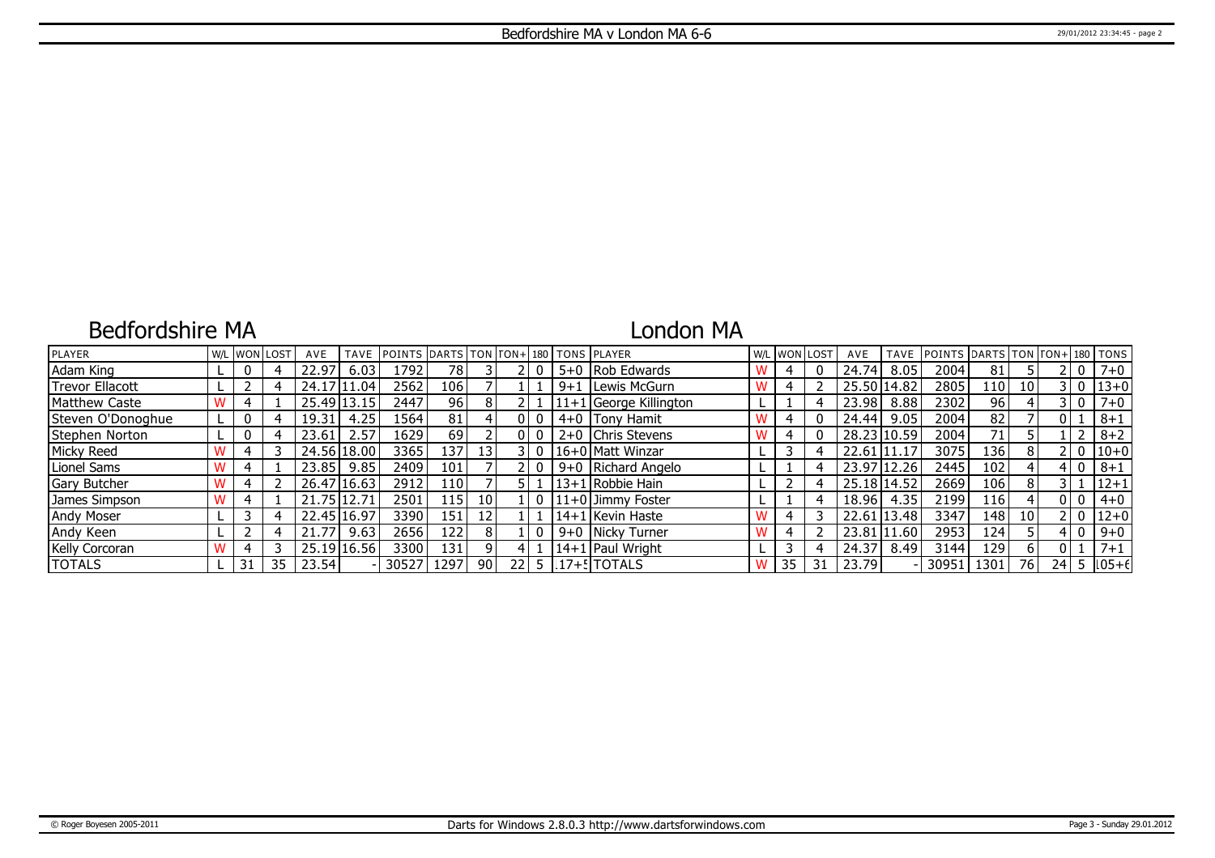# Bedfordshire MA v London MA 6-6

## Bedfordshire MA / London MA

| PLAYER | W/L | WON | LOST | AVE | TAVE | POINTS | DARTS | TON | TON+ | 180 | TONS | PLAYER | W/L | WON | LOST | AVE | TAVE | POINTS | DARTS | TON | TON+ | 180 | TONS |
|---|---|---|---|---|---|---|---|---|---|---|---|---|---|---|---|---|---|---|---|---|---|---|---|
| Adam King | L | 0 | 4 | 22.97 | 6.03 | 1792 | 78 | 3 | 2 | 0 | 5+0 | Rob Edwards | W | 4 | 0 | 24.74 | 8.05 | 2004 | 81 | 5 | 2 | 0 | 7+0 |
| Trevor Ellacott | L | 2 | 4 | 24.17 | 11.04 | 2562 | 106 | 7 | 1 | 1 | 9+1 | Lewis McGurn | W | 4 | 2 | 25.50 | 14.82 | 2805 | 110 | 10 | 3 | 0 | 13+0 |
| Matthew Caste | W | 4 | 1 | 25.49 | 13.15 | 2447 | 96 | 8 | 2 | 1 | 11+1 | George Killington | L | 1 | 4 | 23.98 | 8.88 | 2302 | 96 | 4 | 3 | 0 | 7+0 |
| Steven O'Donoghue | L | 0 | 4 | 19.31 | 4.25 | 1564 | 81 | 4 | 0 | 0 | 4+0 | Tony Hamit | W | 4 | 0 | 24.44 | 9.05 | 2004 | 82 | 7 | 0 | 1 | 8+1 |
| Stephen Norton | L | 0 | 4 | 23.61 | 2.57 | 1629 | 69 | 2 | 0 | 0 | 2+0 | Chris Stevens | W | 4 | 0 | 28.23 | 10.59 | 2004 | 71 | 5 | 1 | 2 | 8+2 |
| Micky Reed | W | 4 | 3 | 24.56 | 18.00 | 3365 | 137 | 13 | 3 | 0 | 16+0 | Matt Winzar | L | 3 | 4 | 22.61 | 11.17 | 3075 | 136 | 8 | 2 | 0 | 10+0 |
| Lionel Sams | W | 4 | 1 | 23.85 | 9.85 | 2409 | 101 | 7 | 2 | 0 | 9+0 | Richard Angelo | L | 1 | 4 | 23.97 | 12.26 | 2445 | 102 | 4 | 4 | 0 | 8+1 |
| Gary Butcher | W | 4 | 2 | 26.47 | 16.63 | 2912 | 110 | 7 | 5 | 1 | 13+1 | Robbie Hain | L | 2 | 4 | 25.18 | 14.52 | 2669 | 106 | 8 | 3 | 1 | 12+1 |
| James Simpson | W | 4 | 1 | 21.75 | 12.71 | 2501 | 115 | 10 | 1 | 0 | 11+0 | Jimmy Foster | L | 1 | 4 | 18.96 | 4.35 | 2199 | 116 | 4 | 0 | 0 | 4+0 |
| Andy Moser | L | 3 | 4 | 22.45 | 16.97 | 3390 | 151 | 12 | 1 | 1 | 14+1 | Kevin Haste | W | 4 | 3 | 22.61 | 13.48 | 3347 | 148 | 10 | 2 | 0 | 12+0 |
| Andy Keen | L | 2 | 4 | 21.77 | 9.63 | 2656 | 122 | 8 | 1 | 0 | 9+0 | Nicky Turner | W | 4 | 2 | 23.81 | 11.60 | 2953 | 124 | 5 | 4 | 0 | 9+0 |
| Kelly Corcoran | W | 4 | 3 | 25.19 | 16.56 | 3300 | 131 | 9 | 4 | 1 | 14+1 | Paul Wright | L | 3 | 4 | 24.37 | 8.49 | 3144 | 129 | 6 | 0 | 1 | 7+1 |
| TOTALS | L | 31 | 35 | 23.54 | - | 30527 | 1297 | 90 | 22 | 5 | 117+5 | TOTALS | W | 35 | 31 | 23.79 | - | 30951 | 1301 | 76 | 24 | 5 | 105+6 |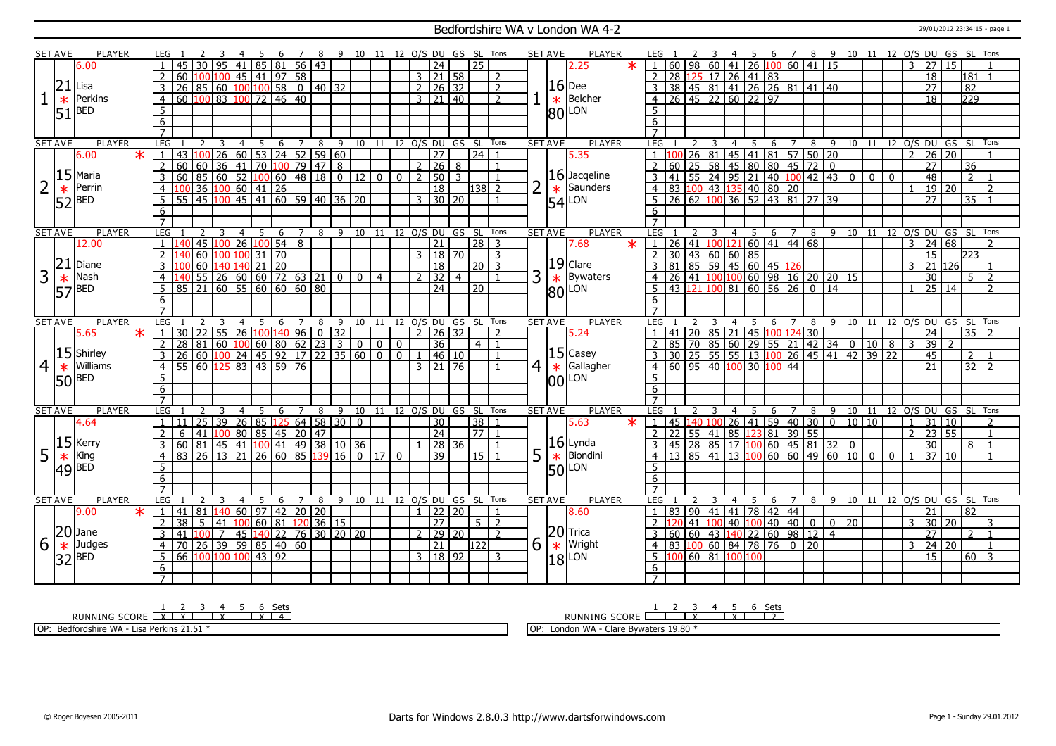# Bedfordshire WA v London WA 4-2

29/01/2012 23:34:15 - page 1

## Set 1

| SET AVE | PLAYER | LEG | 1 | 2 | 3 | 4 | 5 | 6 | 7 | 8 | 9 | 10 | 11 | 12 | O/S | DU | GS | SL | Tons |
|---|---|---|---|---|---|---|---|---|---|---|---|---|---|---|---|---|---|---|---|
| 6.00 | | 1 | 45 | 30 | 95 | 41 | 85 | 81 | 56 | 43 | | | | | | 24 | | 25 | |
| 21.51 * | Lisa Perkins BED | 2 | 60 | 100 | 100 | 45 | 41 | 97 | 58 | | | | | | 3 | 21 | 58 | | 2 |
| | | 3 | 26 | 85 | 60 | 100 | 100 | 58 | 0 | 40 | 32 | | | | 2 | 26 | 32 | | 2 |
| | | 4 | 60 | 100 | 83 | 100 | 72 | 46 | 40 | | | | | | 3 | 21 | 40 | | 2 |
| | | 5 | | | | | | | | | | | | | | | | | |
| | | 6 | | | | | | | | | | | | | | | | | |
| | | 7 | | | | | | | | | | | | | | | | | |

| SET AVE | PLAYER | LEG | 1 | 2 | 3 | 4 | 5 | 6 | 7 | 8 | 9 | 10 | 11 | 12 | O/S | DU | GS | SL | Tons |
|---|---|---|---|---|---|---|---|---|---|---|---|---|---|---|---|---|---|---|---|
| 2.25 * | | 1 | 60 | 98 | 60 | 41 | 26 | 100 | 60 | 41 | 15 | | | | 3 | 27 | 15 | | 1 |
| 16.80 * | Dee Belcher LON | 2 | 28 | 125 | 17 | 26 | 41 | 83 | | | | | | | | 18 | | 181 | 1 |
| | | 3 | 38 | 45 | 81 | 41 | 26 | 26 | 81 | 41 | 40 | | | | | 27 | | 82 | |
| | | 4 | 26 | 45 | 22 | 60 | 22 | 97 | | | | | | | | 18 | | 229 | |
| | | 5 | | | | | | | | | | | | | | | | | |
| | | 6 | | | | | | | | | | | | | | | | | |
| | | 7 | | | | | | | | | | | | | | | | | |

## Set 2

| SET AVE | PLAYER | LEG | 1 | 2 | 3 | 4 | 5 | 6 | 7 | 8 | 9 | 10 | 11 | 12 | O/S | DU | GS | SL | Tons |
|---|---|---|---|---|---|---|---|---|---|---|---|---|---|---|---|---|---|---|---|
| 6.00 * | | 1 | 43 | 100 | 26 | 60 | 53 | 24 | 52 | 59 | 60 | | | | | 27 | | 24 | 1 |
| 15.52 * | Maria Perrin BED | 2 | 60 | 60 | 36 | 41 | 70 | 100 | 79 | 47 | 8 | | | | 2 | 26 | 8 | | 1 |
| | | 3 | 60 | 85 | 60 | 52 | 100 | 60 | 48 | 18 | 0 | 12 | 0 | 0 | 2 | 50 | 3 | | 1 |
| | | 4 | 100 | 36 | 100 | 60 | 41 | 26 | | | | | | | | 18 | | 138 | 2 |
| | | 5 | 55 | 45 | 100 | 45 | 41 | 60 | 59 | 40 | 36 | 20 | | | 3 | 30 | 20 | | 1 |
| | | 6 | | | | | | | | | | | | | | | | | |
| | | 7 | | | | | | | | | | | | | | | | | |

| SET AVE | PLAYER | LEG | 1 | 2 | 3 | 4 | 5 | 6 | 7 | 8 | 9 | 10 | 11 | 12 | O/S | DU | GS | SL | Tons |
|---|---|---|---|---|---|---|---|---|---|---|---|---|---|---|---|---|---|---|---|
| 5.35 | | 1 | 100 | 26 | 81 | 45 | 41 | 81 | 57 | 50 | 20 | | | | 2 | 26 | 20 | | 1 |
| 16.54 * | Jacqeline Saunders LON | 2 | 60 | 25 | 58 | 45 | 80 | 80 | 45 | 72 | 0 | | | | | 27 | | 36 | |
| | | 3 | 41 | 55 | 24 | 95 | 21 | 40 | 100 | 42 | 43 | 0 | 0 | 0 | | 48 | | 2 | 1 |
| | | 4 | 83 | 100 | 43 | 135 | 40 | 80 | 20 | | | | | | 1 | 19 | 20 | | 2 |
| | | 5 | 26 | 62 | 100 | 36 | 52 | 43 | 81 | 27 | 39 | | | | | 27 | | 35 | 1 |
| | | 6 | | | | | | | | | | | | | | | | | |
| | | 7 | | | | | | | | | | | | | | | | | |

## Set 3

| SET AVE | PLAYER | LEG | 1 | 2 | 3 | 4 | 5 | 6 | 7 | 8 | 9 | 10 | 11 | 12 | O/S | DU | GS | SL | Tons |
|---|---|---|---|---|---|---|---|---|---|---|---|---|---|---|---|---|---|---|---|
| 12.00 | | 1 | 140 | 45 | 100 | 26 | 100 | 54 | 8 | | | | | | | 21 | | 28 | 3 |
| 21.57 * | Diane Nash BED | 2 | 140 | 60 | 100 | 100 | 31 | 70 | | | | | | | 3 | 18 | 70 | | 3 |
| | | 3 | 100 | 60 | 140 | 140 | 21 | 20 | | | | | | | | 18 | | 20 | 3 |
| | | 4 | 140 | 55 | 26 | 60 | 60 | 72 | 63 | 21 | 0 | 0 | 4 | | 2 | 32 | 4 | | 1 |
| | | 5 | 85 | 21 | 60 | 55 | 60 | 60 | 60 | 80 | | | | | | 24 | | 20 | |
| | | 6 | | | | | | | | | | | | | | | | | |
| | | 7 | | | | | | | | | | | | | | | | | |

| SET AVE | PLAYER | LEG | 1 | 2 | 3 | 4 | 5 | 6 | 7 | 8 | 9 | 10 | 11 | 12 | O/S | DU | GS | SL | Tons |
|---|---|---|---|---|---|---|---|---|---|---|---|---|---|---|---|---|---|---|---|
| 7.68 * | | 1 | 26 | 41 | 100 | 121 | 60 | 41 | 44 | 68 | | | | | 3 | 24 | 68 | | 2 |
| 19.80 * | Clare Bywaters LON | 2 | 30 | 43 | 60 | 60 | 85 | | | | | | | | | 15 | | 223 | |
| | | 3 | 81 | 85 | 59 | 45 | 60 | 45 | 126 | | | | | | 3 | 21 | 126 | | 1 |
| | | 4 | 26 | 41 | 100 | 100 | 60 | 98 | 16 | 20 | 20 | 15 | | | | 30 | | 5 | 2 |
| | | 5 | 43 | 121 | 100 | 81 | 60 | 56 | 26 | 0 | 14 | | | | 1 | 25 | 14 | | 2 |
| | | 6 | | | | | | | | | | | | | | | | | |
| | | 7 | | | | | | | | | | | | | | | | | |

## Set 4

| SET AVE | PLAYER | LEG | 1 | 2 | 3 | 4 | 5 | 6 | 7 | 8 | 9 | 10 | 11 | 12 | O/S | DU | GS | SL | Tons |
|---|---|---|---|---|---|---|---|---|---|---|---|---|---|---|---|---|---|---|---|
| 5.65 * | | 1 | 30 | 22 | 55 | 26 | 100 | 140 | 96 | 0 | 32 | | | | 2 | 26 | 32 | | 2 |
| 15.50 * | Shirley Williams BED | 2 | 28 | 81 | 60 | 100 | 60 | 80 | 62 | 23 | 3 | 0 | 0 | 0 | | 36 | | 4 | 1 |
| | | 3 | 26 | 60 | 100 | 24 | 45 | 92 | 17 | 22 | 35 | 60 | 0 | 0 | 1 | 46 | 10 | | 1 |
| | | 4 | 55 | 60 | 125 | 83 | 43 | 59 | 76 | | | | | | 3 | 21 | 76 | | 1 |
| | | 5 | | | | | | | | | | | | | | | | | |
| | | 6 | | | | | | | | | | | | | | | | | |
| | | 7 | | | | | | | | | | | | | | | | | |

| SET AVE | PLAYER | LEG | 1 | 2 | 3 | 4 | 5 | 6 | 7 | 8 | 9 | 10 | 11 | 12 | O/S | DU | GS | SL | Tons |
|---|---|---|---|---|---|---|---|---|---|---|---|---|---|---|---|---|---|---|---|
| 5.24 | | 1 | 41 | 20 | 85 | 21 | 45 | 100 | 124 | 30 | | | | | | 24 | | 35 | 2 |
| 15.00 * | Casey Gallagher LON | 2 | 85 | 70 | 85 | 60 | 29 | 55 | 21 | 42 | 34 | 0 | 10 | 8 | 3 | 39 | 2 | | |
| | | 3 | 30 | 25 | 55 | 55 | 13 | 100 | 26 | 45 | 41 | 42 | 39 | 22 | | 45 | | 2 | 1 |
| | | 4 | 60 | 95 | 40 | 100 | 30 | 100 | 44 | | | | | | | 21 | | 32 | 2 |
| | | 5 | | | | | | | | | | | | | | | | | |
| | | 6 | | | | | | | | | | | | | | | | | |
| | | 7 | | | | | | | | | | | | | | | | | |

## Set 5

| SET AVE | PLAYER | LEG | 1 | 2 | 3 | 4 | 5 | 6 | 7 | 8 | 9 | 10 | 11 | 12 | O/S | DU | GS | SL | Tons |
|---|---|---|---|---|---|---|---|---|---|---|---|---|---|---|---|---|---|---|---|
| 4.64 | | 1 | 11 | 25 | 39 | 26 | 85 | 125 | 64 | 58 | 30 | 0 | | | | 30 | | 38 | 1 |
| 15.49 * | Kerry King BED | 2 | 6 | 41 | 100 | 80 | 85 | 45 | 20 | 47 | | | | | | 24 | | 77 | 1 |
| | | 3 | 60 | 81 | 45 | 41 | 100 | 41 | 49 | 38 | 10 | 36 | | | 1 | 28 | 36 | | 1 |
| | | 4 | 83 | 26 | 13 | 21 | 26 | 60 | 85 | 139 | 16 | 0 | 17 | 0 | | 39 | | 15 | 1 |
| | | 5 | | | | | | | | | | | | | | | | | |
| | | 6 | | | | | | | | | | | | | | | | | |
| | | 7 | | | | | | | | | | | | | | | | | |

| SET AVE | PLAYER | LEG | 1 | 2 | 3 | 4 | 5 | 6 | 7 | 8 | 9 | 10 | 11 | 12 | O/S | DU | GS | SL | Tons |
|---|---|---|---|---|---|---|---|---|---|---|---|---|---|---|---|---|---|---|---|
| 5.63 * | | 1 | 45 | 140 | 100 | 26 | 41 | 59 | 40 | 30 | 0 | 10 | 10 | | 1 | 31 | 10 | | 2 |
| 16.50 * | Lynda Biondini LON | 2 | 22 | 55 | 41 | 85 | 123 | 81 | 39 | 55 | | | | | 2 | 23 | 55 | | 1 |
| | | 3 | 45 | 28 | 85 | 17 | 100 | 60 | 45 | 81 | 32 | 0 | | | | 30 | | 8 | 1 |
| | | 4 | 13 | 85 | 41 | 13 | 100 | 60 | 60 | 49 | 60 | 10 | 0 | 0 | 1 | 37 | 10 | | 1 |
| | | 5 | | | | | | | | | | | | | | | | | |
| | | 6 | | | | | | | | | | | | | | | | | |
| | | 7 | | | | | | | | | | | | | | | | | |

## Set 6

| SET AVE | PLAYER | LEG | 1 | 2 | 3 | 4 | 5 | 6 | 7 | 8 | 9 | 10 | 11 | 12 | O/S | DU | GS | SL | Tons |
|---|---|---|---|---|---|---|---|---|---|---|---|---|---|---|---|---|---|---|---|
| 9.00 * | | 1 | 41 | 81 | 140 | 60 | 97 | 42 | 20 | 20 | | | | | 1 | 22 | 20 | | 1 |
| 20.32 * | Jane Judges BED | 2 | 38 | 5 | 41 | 100 | 60 | 81 | 120 | 36 | 15 | | | | | 27 | | 5 | 2 |
| | | 3 | 41 | 100 | 7 | 45 | 140 | 22 | 76 | 30 | 20 | 20 | | | 2 | 29 | 20 | | 2 |
| | | 4 | 70 | 26 | 39 | 59 | 85 | 40 | 60 | | | | | | | 21 | | 122 | |
| | | 5 | 66 | 100 | 100 | 100 | 43 | 92 | | | | | | | 3 | 18 | 92 | | 3 |
| | | 6 | | | | | | | | | | | | | | | | | |
| | | 7 | | | | | | | | | | | | | | | | | |

| SET AVE | PLAYER | LEG | 1 | 2 | 3 | 4 | 5 | 6 | 7 | 8 | 9 | 10 | 11 | 12 | O/S | DU | GS | SL | Tons |
|---|---|---|---|---|---|---|---|---|---|---|---|---|---|---|---|---|---|---|---|
| 8.60 | | 1 | 83 | 90 | 41 | 41 | 78 | 42 | 44 | | | | | | | 21 | | 82 | |
| 20.18 * | Trica Wright LON | 2 | 120 | 41 | 100 | 40 | 100 | 40 | 40 | 0 | 0 | 20 | | | 3 | 30 | 20 | | 3 |
| | | 3 | 60 | 60 | 43 | 140 | 22 | 60 | 98 | 12 | 4 | | | | | 27 | | 2 | 1 |
| | | 4 | 83 | 100 | 60 | 84 | 78 | 76 | 0 | 20 | | | | | 3 | 24 | 20 | | 1 |
| | | 5 | 100 | 60 | 81 | 100 | 100 | | | | | | | | | 15 | | 60 | 3 |
| | | 6 | | | | | | | | | | | | | | | | | |
| | | 7 | | | | | | | | | | | | | | | | | |

| RUNNING SCORE | 1 | 2 | 3 | 4 | 5 | 6 | Sets |
|---|---|---|---|---|---|---|---|
| Bedfordshire WA | X | X | | X | | X | 4 |
| London WA | | | X | | X | | 2 |

OP: Bedfordshire WA - Lisa Perkins 21.51 *

OP: London WA - Clare Bywaters 19.80 *

© Roger Boyesen 2005-2011 — Darts for Windows 2.8.0.3 http://www.dartsforwindows.com — Page 1 - Sunday 29.01.2012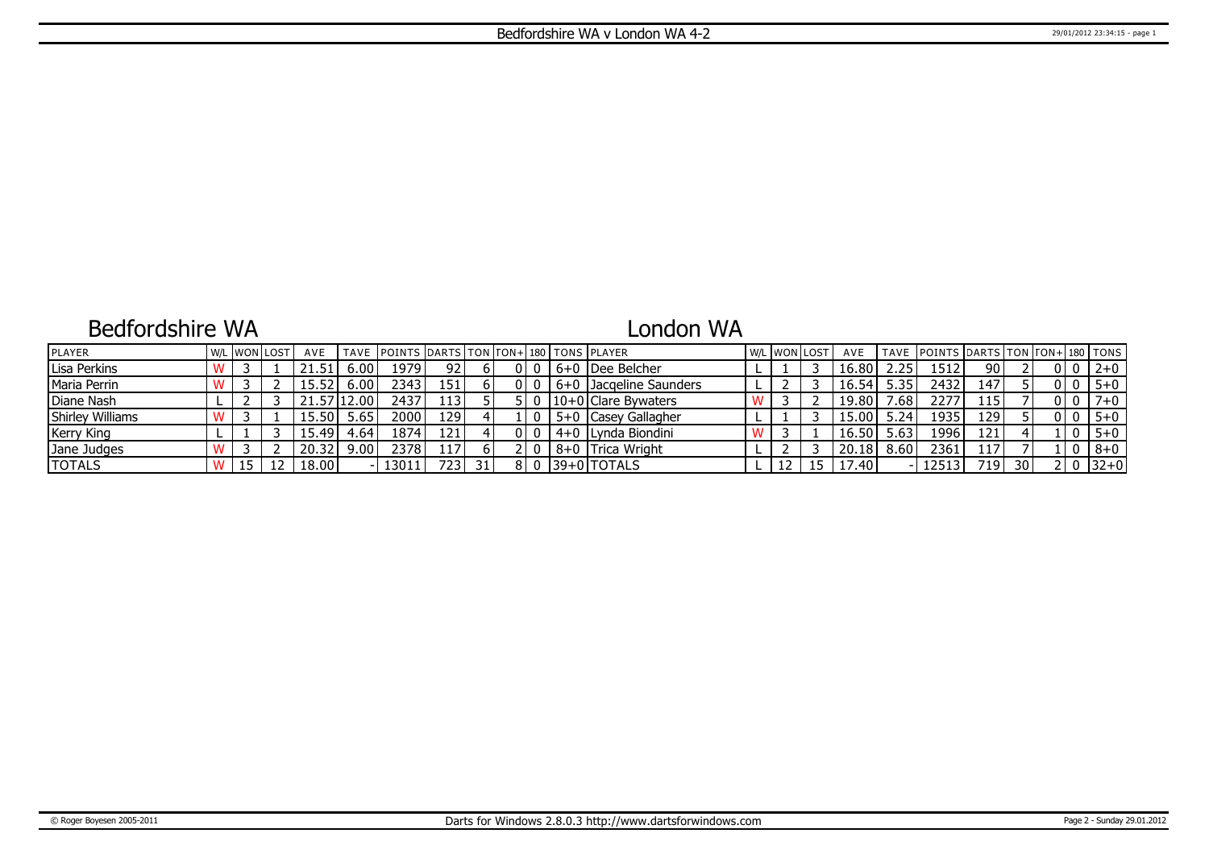# Bedfordshire WA v London WA 4-2

## Bedfordshire WA

| PLAYER | W/L | WON | LOST | AVE | TAVE | POINTS | DARTS | TON | TON+ | 180 | TONS |
|---|---|---|---|---|---|---|---|---|---|---|---|
| Lisa Perkins | W | 3 | 1 | 21.51 | 6.00 | 1979 | 92 | 6 | 0 | 0 | 6+0 |
| Maria Perrin | W | 3 | 2 | 15.52 | 6.00 | 2343 | 151 | 6 | 0 | 0 | 6+0 |
| Diane Nash | L | 2 | 3 | 21.57 | 12.00 | 2437 | 113 | 5 | 5 | 0 | 10+0 |
| Shirley Williams | W | 3 | 1 | 15.50 | 5.65 | 2000 | 129 | 4 | 1 | 0 | 5+0 |
| Kerry King | L | 1 | 3 | 15.49 | 4.64 | 1874 | 121 | 4 | 0 | 0 | 4+0 |
| Jane Judges | W | 3 | 2 | 20.32 | 9.00 | 2378 | 117 | 6 | 2 | 0 | 8+0 |
| TOTALS | W | 15 | 12 | 18.00 | - | 13011 | 723 | 31 | 8 | 0 | 39+0 |

## London WA

| PLAYER | W/L | WON | LOST | AVE | TAVE | POINTS | DARTS | TON | TON+ | 180 | TONS |
|---|---|---|---|---|---|---|---|---|---|---|---|
| Dee Belcher | L | 1 | 3 | 16.80 | 2.25 | 1512 | 90 | 2 | 0 | 0 | 2+0 |
| Jacqeline Saunders | L | 2 | 3 | 16.54 | 5.35 | 2432 | 147 | 5 | 0 | 0 | 5+0 |
| Clare Bywaters | W | 3 | 2 | 19.80 | 7.68 | 2277 | 115 | 7 | 0 | 0 | 7+0 |
| Casey Gallagher | L | 1 | 3 | 15.00 | 5.24 | 1935 | 129 | 5 | 0 | 0 | 5+0 |
| Lynda Biondini | W | 3 | 1 | 16.50 | 5.63 | 1996 | 121 | 4 | 1 | 0 | 5+0 |
| Trica Wright | L | 2 | 3 | 20.18 | 8.60 | 2361 | 117 | 7 | 1 | 0 | 8+0 |
| TOTALS | L | 12 | 15 | 17.40 | - | 12513 | 719 | 30 | 2 | 0 | 32+0 |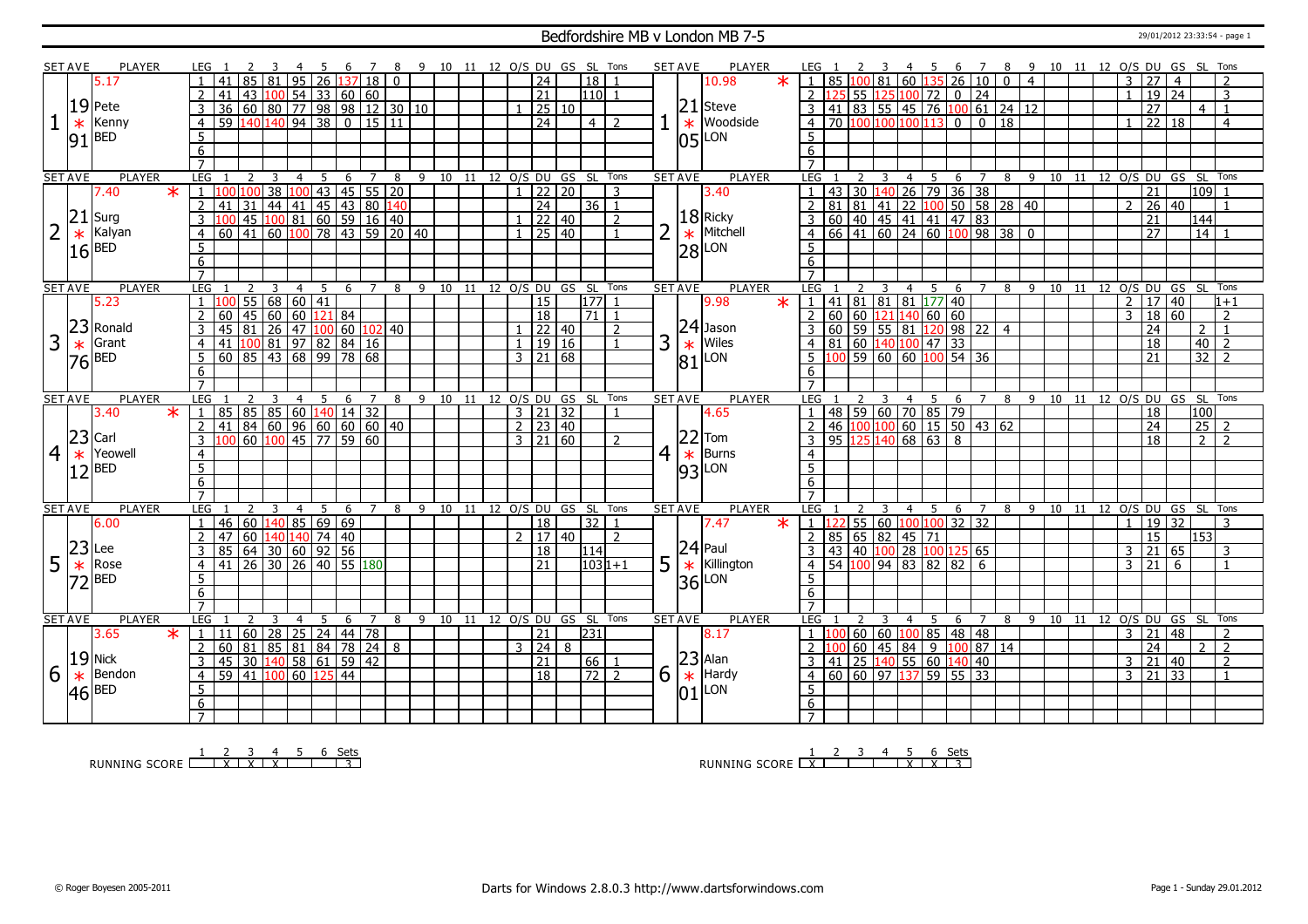# Bedfordshire MB v London MB 7-5

29/01/2012 23:33:54 - page 1

| SET | AVE | PLAYER | LEG | 1 | 2 | 3 | 4 | 5 | 6 | 7 | 8 | 9 | 10 | 11 | 12 | O/S | DU | GS | SL | Tons |
|---|---|---|---|---|---|---|---|---|---|---|---|---|---|---|---|---|---|---|---|---|
| 1 | 19.91 | Pete Kenny * BED (5.17) | 1 | 41 | 85 | 81 | 95 | 26 | 137 | 18 | 0 | | | | | | 24 | | 18 | 1 |
| | | | 2 | 41 | 43 | 100 | 54 | 33 | 60 | 60 | | | | | | | 21 | | 110 | 1 |
| | | | 3 | 36 | 60 | 80 | 77 | 98 | 98 | 12 | 30 | 10 | | | | 1 | 25 | 10 | | |
| | | | 4 | 59 | 140 | 140 | 94 | 38 | 0 | 15 | 11 | | | | | | 24 | | 4 | 2 |
| 2 | 21.16 | Surg Kalyan * BED (7.40 *) | 1 | 100 | 100 | 38 | 100 | 43 | 45 | 55 | 20 | | | | | 1 | 22 | 20 | | 3 |
| | | | 2 | 41 | 31 | 44 | 41 | 45 | 43 | 80 | 140 | | | | | | 24 | | 36 | 1 |
| | | | 3 | 100 | 45 | 100 | 81 | 60 | 59 | 16 | 40 | | | | | 1 | 22 | 40 | | 2 |
| | | | 4 | 60 | 41 | 60 | 100 | 78 | 43 | 59 | 20 | 40 | | | | 1 | 25 | 40 | | 1 |
| 3 | 23.76 | Ronald Grant * BED (5.23) | 1 | 100 | 55 | 68 | 60 | 41 | | | | | | | | | 15 | | 177 | 1 |
| | | | 2 | 60 | 45 | 60 | 60 | 121 | 84 | | | | | | | | 18 | | 71 | 1 |
| | | | 3 | 45 | 81 | 26 | 47 | 100 | 60 | 102 | 40 | | | | | 1 | 22 | 40 | | 2 |
| | | | 4 | 41 | 100 | 81 | 97 | 82 | 84 | 16 | | | | | | 1 | 19 | 16 | | 1 |
| | | | 5 | 60 | 85 | 43 | 68 | 99 | 78 | 68 | | | | | | 3 | 21 | 68 | | |
| 4 | 23.12 | Carl Yeowell * BED (3.40 *) | 1 | 85 | 85 | 85 | 60 | 140 | 14 | 32 | | | | | | 3 | 21 | 32 | | 1 |
| | | | 2 | 41 | 84 | 60 | 96 | 60 | 60 | 60 | 40 | | | | | 2 | 23 | 40 | | |
| | | | 3 | 100 | 60 | 100 | 45 | 77 | 59 | 60 | | | | | | 3 | 21 | 60 | | 2 |
| 5 | 23.72 | Lee Rose * BED (6.00) | 1 | 46 | 60 | 140 | 85 | 69 | 69 | | | | | | | | 18 | | 32 | 1 |
| | | | 2 | 47 | 60 | 140 | 140 | 74 | 40 | | | | | | | 2 | 17 | 40 | | 2 |
| | | | 3 | 85 | 64 | 30 | 60 | 92 | 56 | | | | | | | | 18 | | 114 | |
| | | | 4 | 41 | 26 | 30 | 26 | 40 | 55 | 180 | | | | | | | 21 | | 103 | 1+1 |
| 6 | 19.46 | Nick Bendon * BED (3.65 *) | 1 | 11 | 60 | 28 | 25 | 24 | 44 | 78 | | | | | | | 21 | | 231 | |
| | | | 2 | 60 | 81 | 85 | 81 | 84 | 78 | 24 | 8 | | | | | 3 | 24 | 8 | | |
| | | | 3 | 45 | 30 | 140 | 58 | 61 | 59 | 42 | | | | | | | 21 | | 66 | 1 |
| | | | 4 | 59 | 41 | 100 | 60 | 125 | 44 | | | | | | | | 18 | | 72 | 2 |

| SET | AVE | PLAYER | LEG | 1 | 2 | 3 | 4 | 5 | 6 | 7 | 8 | 9 | 10 | 11 | 12 | O/S | DU | GS | SL | Tons |
|---|---|---|---|---|---|---|---|---|---|---|---|---|---|---|---|---|---|---|---|---|
| 1 | 21.05 | Steve Woodside * LON (10.98 *) | 1 | 85 | 100 | 81 | 60 | 135 | 26 | 10 | 0 | 4 | | | | 3 | 27 | 4 | | 2 |
| | | | 2 | 125 | 55 | 125 | 100 | 72 | 0 | 24 | | | | | | 1 | 19 | 24 | | 3 |
| | | | 3 | 41 | 83 | 55 | 45 | 76 | 100 | 61 | 24 | 12 | | | | | 27 | | 4 | 1 |
| | | | 4 | 70 | 100 | 100 | 100 | 113 | 0 | 0 | 18 | | | | | 1 | 22 | 18 | | 4 |
| 2 | 18.28 | Ricky Mitchell * LON (3.40) | 1 | 43 | 30 | 140 | 26 | 79 | 36 | 38 | | | | | | | 21 | | 109 | 1 |
| | | | 2 | 81 | 81 | 41 | 22 | 100 | 50 | 58 | 28 | 40 | | | | 2 | 26 | 40 | | 1 |
| | | | 3 | 60 | 40 | 45 | 41 | 41 | 47 | 83 | | | | | | | 21 | | 144 | |
| | | | 4 | 66 | 41 | 60 | 24 | 60 | 100 | 98 | 38 | 0 | | | | | 27 | | 14 | 1 |
| 3 | 24.81 | Jason Wiles * LON (9.98 *) | 1 | 41 | 81 | 81 | 81 | 177 | 40 | | | | | | | 2 | 17 | 40 | | 1+1 |
| | | | 2 | 60 | 60 | 121 | 140 | 60 | 60 | | | | | | | 3 | 18 | 60 | | 2 |
| | | | 3 | 60 | 59 | 55 | 81 | 120 | 98 | 22 | 4 | | | | | | 24 | | 2 | 1 |
| | | | 4 | 81 | 60 | 140 | 100 | 47 | 33 | | | | | | | | 18 | | 40 | 2 |
| | | | 5 | 100 | 59 | 60 | 60 | 100 | 54 | 36 | | | | | | | 21 | | 32 | 2 |
| 4 | 22.93 | Tom Burns * LON (4.65) | 1 | 48 | 59 | 60 | 70 | 85 | 79 | | | | | | | | 18 | | 100 | |
| | | | 2 | 46 | 100 | 100 | 60 | 15 | 50 | 43 | 62 | | | | | | 24 | | 25 | 2 |
| | | | 3 | 95 | 125 | 140 | 68 | 63 | 8 | | | | | | | | 18 | | 2 | 2 |
| 5 | 24.36 | Paul Killington * LON (7.47 *) | 1 | 122 | 55 | 60 | 100 | 100 | 32 | 32 | | | | | | 1 | 19 | 32 | | 3 |
| | | | 2 | 85 | 65 | 82 | 45 | 71 | | | | | | | | | 15 | | 153 | |
| | | | 3 | 43 | 40 | 100 | 28 | 100 | 125 | 65 | | | | | | 3 | 21 | 65 | | 3 |
| | | | 4 | 54 | 100 | 94 | 83 | 82 | 82 | 6 | | | | | | 3 | 21 | 6 | | 1 |
| 6 | 23.01 | Alan Hardy * LON (8.17) | 1 | 100 | 60 | 60 | 100 | 85 | 48 | 48 | | | | | | 3 | 21 | 48 | | 2 |
| | | | 2 | 100 | 60 | 45 | 84 | 9 | 100 | 87 | 14 | | | | | | 24 | | 2 | 2 |
| | | | 3 | 41 | 25 | 140 | 55 | 60 | 140 | 40 | | | | | | 3 | 21 | 40 | | 2 |
| | | | 4 | 60 | 60 | 97 | 137 | 59 | 55 | 33 | | | | | | 3 | 21 | 33 | | 1 |

| RUNNING SCORE | 1 | 2 | 3 | 4 | 5 | 6 | Sets |
|---|---|---|---|---|---|---|---|
| BED | | X | X | X | | | 3 |
| LON | X | | | | X | X | 3 |

© Roger Boyesen 2005-2011 — Darts for Windows 2.8.0.3 http://www.dartsforwindows.com — Page 1 - Sunday 29.01.2012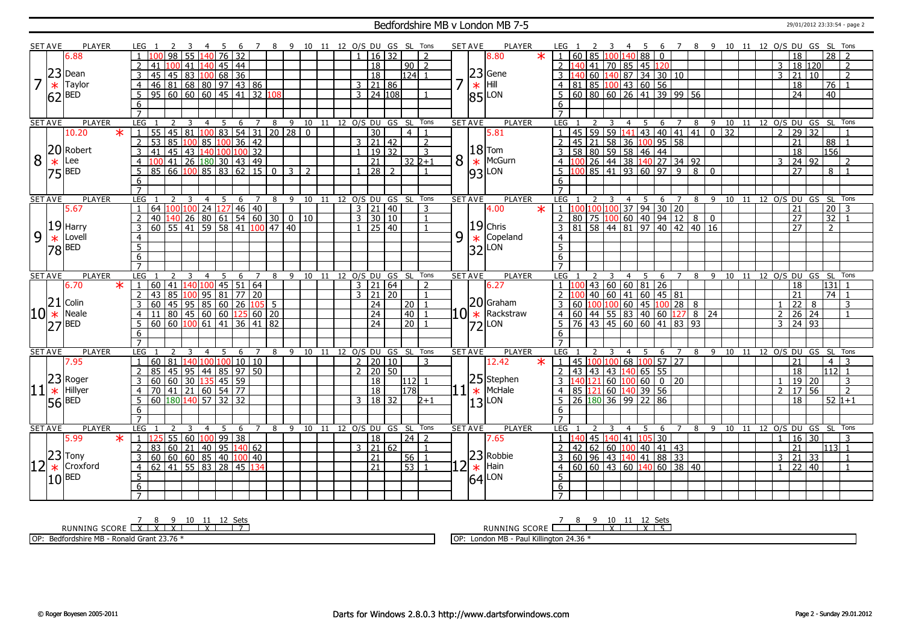# Bedfordshire MB v London MB 7-5

29/01/2012 23:33:54 - page 2

| SET AVE | PLAYER | LEG | 1 | 2 | 3 | 4 | 5 | 6 | 7 | 8 | 9 | 10 | 11 | 12 | O/S | DU | GS | SL | Tons |
|---|---|---|---|---|---|---|---|---|---|---|---|---|---|---|---|---|---|---|---|
| 7 | 6.88 / 23 Dean Taylor 62 BED | 1 | 100 | 98 | 55 | 140 | 76 | 32 | | | | | | | 1 | 16 | 32 | | 2 |
| | | 2 | 41 | 100 | 41 | 140 | 45 | 44 | | | | | | | | 18 | | 90 | 2 |
| | | 3 | 45 | 45 | 83 | 100 | 68 | 36 | | | | | | | | 18 | | 124 | 1 |
| | | 4 | 46 | 81 | 68 | 80 | 97 | 43 | 86 | | | | | | 3 | 21 | 86 | | |
| | | 5 | 95 | 60 | 60 | 60 | 45 | 41 | 32 | 108 | | | | | 3 | 24 | 108 | | 1 |
| | | 6 | | | | | | | | | | | | | | | | | |
| | | 7 | | | | | | | | | | | | | | | | | |

| SET AVE | PLAYER | LEG | 1 | 2 | 3 | 4 | 5 | 6 | 7 | 8 | 9 | 10 | 11 | 12 | O/S | DU | GS | SL | Tons |
|---|---|---|---|---|---|---|---|---|---|---|---|---|---|---|---|---|---|---|---|
| 7 | 8.80 * / 23 Gene Hill 85 LON | 1 | 60 | 85 | 100 | 140 | 88 | 0 | | | | | | | | 18 | | 28 | 2 |
| | | 2 | 140 | 41 | 70 | 85 | 45 | 120 | | | | | | | 3 | 18 | 120 | | 2 |
| | | 3 | 140 | 60 | 140 | 87 | 34 | 30 | 10 | | | | | | 3 | 21 | 10 | | 2 |
| | | 4 | 81 | 85 | 100 | 43 | 60 | 56 | | | | | | | | 18 | | 76 | 1 |
| | | 5 | 60 | 80 | 60 | 26 | 41 | 39 | 99 | 56 | | | | | | 24 | | 40 | |
| | | 6 | | | | | | | | | | | | | | | | | |
| | | 7 | | | | | | | | | | | | | | | | | |

| SET AVE | PLAYER | LEG | 1 | 2 | 3 | 4 | 5 | 6 | 7 | 8 | 9 | 10 | 11 | 12 | O/S | DU | GS | SL | Tons |
|---|---|---|---|---|---|---|---|---|---|---|---|---|---|---|---|---|---|---|---|
| 8 | 10.20 * / 20 Robert Lee 75 BED | 1 | 55 | 45 | 81 | 100 | 83 | 54 | 31 | 20 | 28 | 0 | | | | 30 | | 4 | 1 |
| | | 2 | 53 | 85 | 100 | 85 | 100 | 36 | 42 | | | | | | 3 | 21 | 42 | | 2 |
| | | 3 | 41 | 45 | 43 | 140 | 100 | 100 | 32 | | | | | | 1 | 19 | 32 | | 3 |
| | | 4 | 100 | 41 | 26 | 180 | 30 | 43 | 49 | | | | | | | 21 | | 32 | 2+1 |
| | | 5 | 85 | 66 | 100 | 85 | 83 | 62 | 15 | 0 | 3 | 2 | | | 1 | 28 | 2 | | 1 |
| | | 6 | | | | | | | | | | | | | | | | | |
| | | 7 | | | | | | | | | | | | | | | | | |

| SET AVE | PLAYER | LEG | 1 | 2 | 3 | 4 | 5 | 6 | 7 | 8 | 9 | 10 | 11 | 12 | O/S | DU | GS | SL | Tons |
|---|---|---|---|---|---|---|---|---|---|---|---|---|---|---|---|---|---|---|---|
| 8 | 5.81 / 18 Tom McGurn 93 LON | 1 | 45 | 59 | 59 | 141 | 43 | 40 | 41 | 41 | 0 | 32 | | | 2 | 29 | 32 | | 1 |
| | | 2 | 45 | 21 | 58 | 36 | 100 | 95 | 58 | | | | | | | 21 | | 88 | 1 |
| | | 3 | 58 | 80 | 59 | 58 | 46 | 44 | | | | | | | | 18 | | 156 | |
| | | 4 | 100 | 26 | 44 | 38 | 140 | 27 | 34 | 92 | | | | | 3 | 24 | 92 | | 2 |
| | | 5 | 100 | 85 | 41 | 93 | 60 | 97 | 9 | 8 | 0 | | | | | 27 | | 8 | 1 |
| | | 6 | | | | | | | | | | | | | | | | | |
| | | 7 | | | | | | | | | | | | | | | | | |

| SET AVE | PLAYER | LEG | 1 | 2 | 3 | 4 | 5 | 6 | 7 | 8 | 9 | 10 | 11 | 12 | O/S | DU | GS | SL | Tons |
|---|---|---|---|---|---|---|---|---|---|---|---|---|---|---|---|---|---|---|---|
| 9 | 5.67 / 19 Harry Lovell 78 BED | 1 | 64 | 100 | 100 | 24 | 127 | 46 | 40 | | | | | | 3 | 21 | 40 | | 3 |
| | | 2 | 40 | 140 | 26 | 80 | 61 | 54 | 60 | 30 | 0 | 10 | | | 3 | 30 | 10 | | 1 |
| | | 3 | 60 | 55 | 41 | 59 | 58 | 41 | 100 | 47 | 40 | | | | 1 | 25 | 40 | | 1 |
| | | 4 | | | | | | | | | | | | | | | | | |
| | | 5 | | | | | | | | | | | | | | | | | |
| | | 6 | | | | | | | | | | | | | | | | | |
| | | 7 | | | | | | | | | | | | | | | | | |

| SET AVE | PLAYER | LEG | 1 | 2 | 3 | 4 | 5 | 6 | 7 | 8 | 9 | 10 | 11 | 12 | O/S | DU | GS | SL | Tons |
|---|---|---|---|---|---|---|---|---|---|---|---|---|---|---|---|---|---|---|---|
| 9 | 4.00 * / 19 Chris Copeland 32 LON | 1 | 100 | 100 | 100 | 37 | 94 | 30 | 20 | | | | | | | 21 | | 20 | 3 |
| | | 2 | 80 | 75 | 100 | 60 | 40 | 94 | 12 | 8 | 0 | | | | | 27 | | 32 | 1 |
| | | 3 | 81 | 58 | 44 | 81 | 97 | 40 | 42 | 40 | 16 | | | | | 27 | | 2 | |
| | | 4 | | | | | | | | | | | | | | | | | |
| | | 5 | | | | | | | | | | | | | | | | | |
| | | 6 | | | | | | | | | | | | | | | | | |
| | | 7 | | | | | | | | | | | | | | | | | |

| SET AVE | PLAYER | LEG | 1 | 2 | 3 | 4 | 5 | 6 | 7 | 8 | 9 | 10 | 11 | 12 | O/S | DU | GS | SL | Tons |
|---|---|---|---|---|---|---|---|---|---|---|---|---|---|---|---|---|---|---|---|
| 10 | 6.70 * / 21 Colin Neale 27 BED | 1 | 60 | 41 | 140 | 100 | 45 | 51 | 64 | | | | | | 3 | 21 | 64 | | 2 |
| | | 2 | 43 | 85 | 100 | 95 | 81 | 77 | 20 | | | | | | 3 | 21 | 20 | | 1 |
| | | 3 | 60 | 45 | 95 | 85 | 60 | 26 | 105 | 5 | | | | | | 24 | | 20 | 1 |
| | | 4 | 11 | 80 | 45 | 60 | 60 | 125 | 60 | 20 | | | | | | 24 | | 40 | 1 |
| | | 5 | 60 | 60 | 100 | 61 | 41 | 36 | 41 | 82 | | | | | | 24 | | 20 | 1 |
| | | 6 | | | | | | | | | | | | | | | | | |
| | | 7 | | | | | | | | | | | | | | | | | |

| SET AVE | PLAYER | LEG | 1 | 2 | 3 | 4 | 5 | 6 | 7 | 8 | 9 | 10 | 11 | 12 | O/S | DU | GS | SL | Tons |
|---|---|---|---|---|---|---|---|---|---|---|---|---|---|---|---|---|---|---|---|
| 10 | 6.27 / 20 Graham Rackstraw 72 LON | 1 | 100 | 43 | 60 | 60 | 81 | 26 | | | | | | | | 18 | | 131 | 1 |
| | | 2 | 100 | 40 | 60 | 41 | 60 | 45 | 81 | | | | | | | 21 | | 74 | 1 |
| | | 3 | 60 | 100 | 100 | 60 | 45 | 100 | 28 | 8 | | | | | 1 | 22 | 8 | | 3 |
| | | 4 | 60 | 44 | 55 | 83 | 40 | 60 | 127 | 8 | 24 | | | | 2 | 26 | 24 | | 1 |
| | | 5 | 76 | 43 | 45 | 60 | 60 | 41 | 83 | 93 | | | | | 3 | 24 | 93 | | |
| | | 6 | | | | | | | | | | | | | | | | | |
| | | 7 | | | | | | | | | | | | | | | | | |

| SET AVE | PLAYER | LEG | 1 | 2 | 3 | 4 | 5 | 6 | 7 | 8 | 9 | 10 | 11 | 12 | O/S | DU | GS | SL | Tons |
|---|---|---|---|---|---|---|---|---|---|---|---|---|---|---|---|---|---|---|---|
| 11 | 7.95 / 23 Roger Hillyer 56 BED | 1 | 60 | 81 | 140 | 100 | 100 | 10 | 10 | | | | | | 2 | 20 | 10 | | 3 |
| | | 2 | 85 | 45 | 95 | 44 | 85 | 97 | 50 | | | | | | 2 | 20 | 50 | | |
| | | 3 | 60 | 60 | 30 | 135 | 45 | 59 | | | | | | | | 18 | | 112 | 1 |
| | | 4 | 70 | 41 | 21 | 60 | 54 | 77 | | | | | | | | 18 | | 178 | |
| | | 5 | 60 | 180 | 140 | 57 | 32 | 32 | | | | | | | 3 | 18 | 32 | | 2+1 |
| | | 6 | | | | | | | | | | | | | | | | | |
| | | 7 | | | | | | | | | | | | | | | | | |

| SET AVE | PLAYER | LEG | 1 | 2 | 3 | 4 | 5 | 6 | 7 | 8 | 9 | 10 | 11 | 12 | O/S | DU | GS | SL | Tons |
|---|---|---|---|---|---|---|---|---|---|---|---|---|---|---|---|---|---|---|---|
| 11 | 12.42 * / 25 Stephen McHale 13 LON | 1 | 45 | 100 | 100 | 68 | 100 | 57 | 27 | | | | | | | 21 | | 4 | 3 |
| | | 2 | 43 | 43 | 43 | 140 | 65 | 55 | | | | | | | | 18 | | 112 | 1 |
| | | 3 | 140 | 121 | 60 | 100 | 60 | 0 | 20 | | | | | | 1 | 19 | 20 | | 3 |
| | | 4 | 85 | 121 | 60 | 140 | 39 | 56 | | | | | | | 2 | 17 | 56 | | 2 |
| | | 5 | 26 | 180 | 36 | 99 | 22 | 86 | | | | | | | | 18 | | 52 | 1+1 |
| | | 6 | | | | | | | | | | | | | | | | | |
| | | 7 | | | | | | | | | | | | | | | | | |

| SET AVE | PLAYER | LEG | 1 | 2 | 3 | 4 | 5 | 6 | 7 | 8 | 9 | 10 | 11 | 12 | O/S | DU | GS | SL | Tons |
|---|---|---|---|---|---|---|---|---|---|---|---|---|---|---|---|---|---|---|---|
| 12 | 5.99 * / 23 Tony Croxford 10 BED | 1 | 125 | 55 | 60 | 100 | 99 | 38 | | | | | | | | 18 | | 24 | 2 |
| | | 2 | 83 | 60 | 21 | 40 | 95 | 140 | 62 | | | | | | 3 | 21 | 62 | | 1 |
| | | 3 | 60 | 60 | 60 | 85 | 40 | 100 | 40 | | | | | | | 21 | | 56 | 1 |
| | | 4 | 62 | 41 | 55 | 83 | 28 | 45 | 134 | | | | | | | 21 | | 53 | 1 |
| | | 5 | | | | | | | | | | | | | | | | | |
| | | 6 | | | | | | | | | | | | | | | | | |
| | | 7 | | | | | | | | | | | | | | | | | |

| SET AVE | PLAYER | LEG | 1 | 2 | 3 | 4 | 5 | 6 | 7 | 8 | 9 | 10 | 11 | 12 | O/S | DU | GS | SL | Tons |
|---|---|---|---|---|---|---|---|---|---|---|---|---|---|---|---|---|---|---|---|
| 12 | 7.65 / 23 Robbie Hain 64 LON | 1 | 140 | 45 | 140 | 41 | 105 | 30 | | | | | | | 1 | 16 | 30 | | 3 |
| | | 2 | 42 | 62 | 60 | 100 | 40 | 41 | 43 | | | | | | | 21 | | 113 | 1 |
| | | 3 | 60 | 96 | 43 | 140 | 41 | 88 | 33 | | | | | | 3 | 21 | 33 | | 1 |
| | | 4 | 60 | 60 | 43 | 60 | 140 | 60 | 38 | 40 | | | | | 1 | 22 | 40 | | 1 |
| | | 5 | | | | | | | | | | | | | | | | | |
| | | 6 | | | | | | | | | | | | | | | | | |
| | | 7 | | | | | | | | | | | | | | | | | |

| RUNNING SCORE | 7 | 8 | 9 | 10 | 11 | 12 | Sets |
|---|---|---|---|---|---|---|---|
| Bedfordshire MB | X | X | X | | X | | 7 |
| London MB | | | | X | | X | 5 |

OP: Bedfordshire MB - Ronald Grant 23.76 *

OP: London MB - Paul Killington 24.36 *

© Roger Boyesen 2005-2011

Darts for Windows 2.8.0.3 http://www.dartsforwindows.com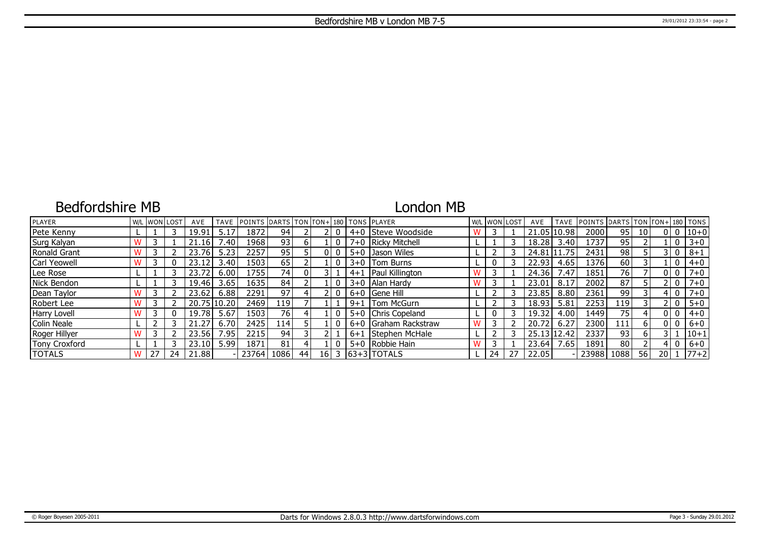# Bedfordshire MB v London MB 7-5

## Bedfordshire MB

| PLAYER | W/L | WON | LOST | AVE | TAVE | POINTS | DARTS | TON | TON+ | 180 | TONS |
|---|---|---|---|---|---|---|---|---|---|---|---|
| Pete Kenny | L | 1 | 3 | 19.91 | 5.17 | 1872 | 94 | 2 | 2 | 0 | 4+0 |
| Surg Kalyan | W | 3 | 1 | 21.16 | 7.40 | 1968 | 93 | 6 | 1 | 0 | 7+0 |
| Ronald Grant | W | 3 | 2 | 23.76 | 5.23 | 2257 | 95 | 5 | 0 | 0 | 5+0 |
| Carl Yeowell | W | 3 | 0 | 23.12 | 3.40 | 1503 | 65 | 2 | 1 | 0 | 3+0 |
| Lee Rose | L | 1 | 3 | 23.72 | 6.00 | 1755 | 74 | 0 | 3 | 1 | 4+1 |
| Nick Bendon | L | 1 | 3 | 19.46 | 3.65 | 1635 | 84 | 2 | 1 | 0 | 3+0 |
| Dean Taylor | W | 3 | 2 | 23.62 | 6.88 | 2291 | 97 | 4 | 2 | 0 | 6+0 |
| Robert Lee | W | 3 | 2 | 20.75 | 10.20 | 2469 | 119 | 7 | 1 | 1 | 9+1 |
| Harry Lovell | W | 3 | 0 | 19.78 | 5.67 | 1503 | 76 | 4 | 1 | 0 | 5+0 |
| Colin Neale | L | 2 | 3 | 21.27 | 6.70 | 2425 | 114 | 5 | 1 | 0 | 6+0 |
| Roger Hillyer | W | 3 | 2 | 23.56 | 7.95 | 2215 | 94 | 3 | 2 | 1 | 6+1 |
| Tony Croxford | L | 1 | 3 | 23.10 | 5.99 | 1871 | 81 | 4 | 1 | 0 | 5+0 |
| TOTALS | W | 27 | 24 | 21.88 | - | 23764 | 1086 | 44 | 16 | 3 | 63+3 |

## London MB

| PLAYER | W/L | WON | LOST | AVE | TAVE | POINTS | DARTS | TON | TON+ | 180 | TONS |
|---|---|---|---|---|---|---|---|---|---|---|---|
| Steve Woodside | W | 3 | 1 | 21.05 | 10.98 | 2000 | 95 | 10 | 0 | 0 | 10+0 |
| Ricky Mitchell | L | 1 | 3 | 18.28 | 3.40 | 1737 | 95 | 2 | 1 | 0 | 3+0 |
| Jason Wiles | L | 2 | 3 | 24.81 | 11.75 | 2431 | 98 | 5 | 3 | 0 | 8+1 |
| Tom Burns | L | 0 | 3 | 22.93 | 4.65 | 1376 | 60 | 3 | 1 | 0 | 4+0 |
| Paul Killington | W | 3 | 1 | 24.36 | 7.47 | 1851 | 76 | 7 | 0 | 0 | 7+0 |
| Alan Hardy | W | 3 | 1 | 23.01 | 8.17 | 2002 | 87 | 5 | 2 | 0 | 7+0 |
| Gene Hill | L | 2 | 3 | 23.85 | 8.80 | 2361 | 99 | 3 | 4 | 0 | 7+0 |
| Tom McGurn | L | 2 | 3 | 18.93 | 5.81 | 2253 | 119 | 3 | 2 | 0 | 5+0 |
| Chris Copeland | L | 0 | 3 | 19.32 | 4.00 | 1449 | 75 | 4 | 0 | 0 | 4+0 |
| Graham Rackstraw | W | 3 | 2 | 20.72 | 6.27 | 2300 | 111 | 6 | 0 | 0 | 6+0 |
| Stephen McHale | L | 2 | 3 | 25.13 | 12.42 | 2337 | 93 | 6 | 3 | 1 | 10+1 |
| Robbie Hain | W | 3 | 1 | 23.64 | 7.65 | 1891 | 80 | 2 | 4 | 0 | 6+0 |
| TOTALS | L | 24 | 27 | 22.05 | - | 23988 | 1088 | 56 | 20 | 1 | 77+2 |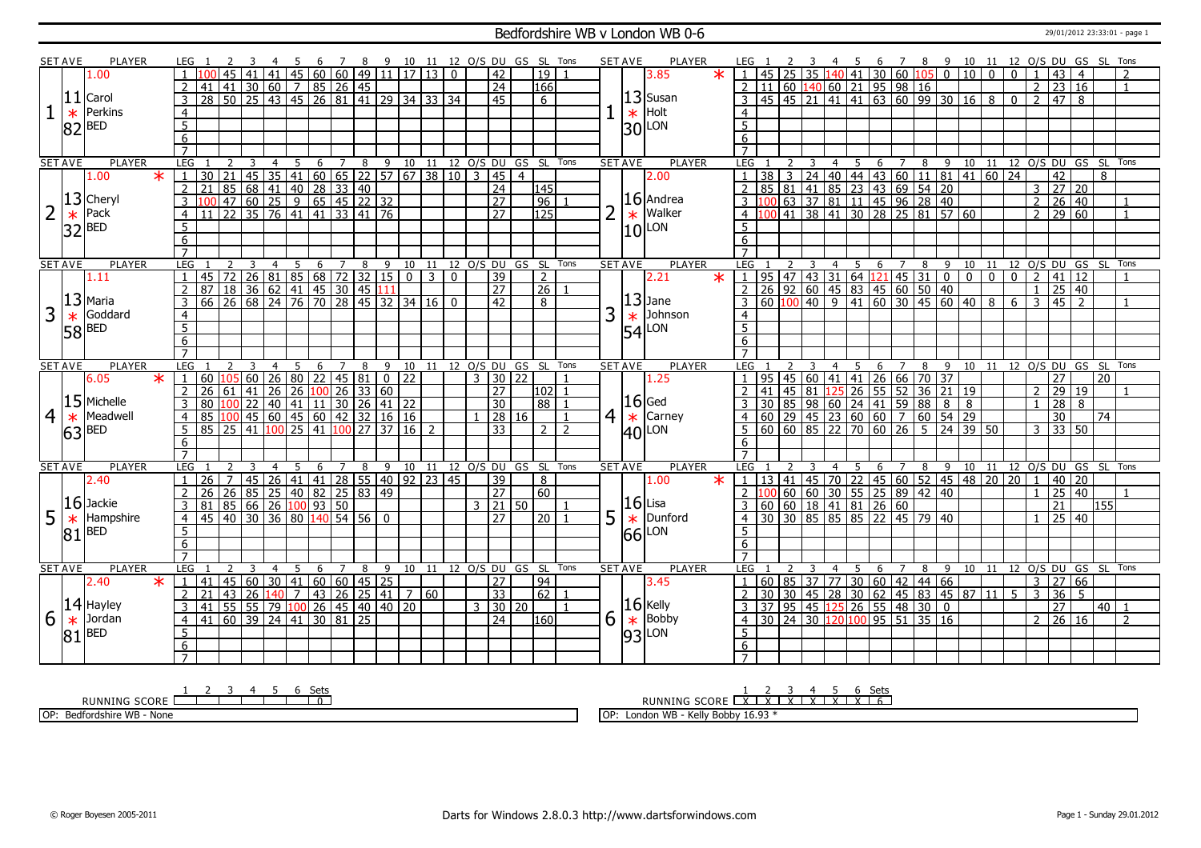# Bedfordshire WB v London WB 0-6

29/01/2012 23:33:01 - page 1

## Set 1

| SET AVE | PLAYER | LEG | 1 | 2 | 3 | 4 | 5 | 6 | 7 | 8 | 9 | 10 | 11 | 12 | O/S | DU | GS | SL | Tons |
|---|---|---|---|---|---|---|---|---|---|---|---|---|---|---|---|---|---|---|---|
| 1.00 | 11 Carol Perkins BED | 1 | 100 | 45 | 41 | 41 | 45 | 60 | 60 | 49 | 11 | 17 | 13 | 0 | | 42 | | 19 | 1 |
| 1 * 82 | | 2 | 41 | 41 | 30 | 60 | 7 | 85 | 26 | 45 | | | | | | 24 | | 166 | |
| | | 3 | 28 | 50 | 25 | 43 | 45 | 26 | 81 | 41 | 29 | 34 | 33 | 34 | | 45 | | 6 | |

| SET AVE | PLAYER | LEG | 1 | 2 | 3 | 4 | 5 | 6 | 7 | 8 | 9 | 10 | 11 | 12 | O/S | DU | GS | SL | Tons |
|---|---|---|---|---|---|---|---|---|---|---|---|---|---|---|---|---|---|---|---|
| 3.85 * | 13 Susan Holt LON | 1 | 45 | 25 | 35 | 140 | 41 | 30 | 60 | 105 | 0 | 10 | 0 | 0 | 1 | 43 | 4 | | 2 |
| 1 * 30 | | 2 | 11 | 60 | 140 | 60 | 21 | 95 | 98 | 16 | | | | | 2 | 23 | 16 | | 1 |
| | | 3 | 45 | 45 | 21 | 41 | 41 | 63 | 60 | 99 | 30 | 16 | 8 | 0 | 2 | 47 | 8 | | |

## Set 2

| SET AVE | PLAYER | LEG | 1 | 2 | 3 | 4 | 5 | 6 | 7 | 8 | 9 | 10 | 11 | 12 | O/S | DU | GS | SL | Tons |
|---|---|---|---|---|---|---|---|---|---|---|---|---|---|---|---|---|---|---|---|
| 1.00 * | 13 Cheryl Pack BED | 1 | 30 | 21 | 45 | 35 | 41 | 60 | 65 | 22 | 57 | 67 | 38 | 10 | 3 | 45 | 4 | | |
| 2 * 32 | | 2 | 21 | 85 | 68 | 41 | 40 | 28 | 33 | 40 | | | | | | 24 | | 145 | |
| | | 3 | 100 | 47 | 60 | 25 | 9 | 65 | 45 | 22 | 32 | | | | | 27 | | 96 | 1 |
| | | 4 | 11 | 22 | 35 | 76 | 41 | 41 | 33 | 41 | 76 | | | | | 27 | | 125 | |

| SET AVE | PLAYER | LEG | 1 | 2 | 3 | 4 | 5 | 6 | 7 | 8 | 9 | 10 | 11 | 12 | O/S | DU | GS | SL | Tons |
|---|---|---|---|---|---|---|---|---|---|---|---|---|---|---|---|---|---|---|---|
| 2.00 | 16 Andrea Walker LON | 1 | 38 | 3 | 24 | 40 | 44 | 43 | 60 | 11 | 81 | 41 | 60 | 24 | | 42 | | 8 | |
| 2 * 10 | | 2 | 85 | 81 | 41 | 85 | 23 | 43 | 69 | 54 | 20 | | | | 3 | 27 | 20 | | |
| | | 3 | 100 | 63 | 37 | 81 | 11 | 45 | 96 | 28 | 40 | | | | 2 | 26 | 40 | | 1 |
| | | 4 | 100 | 41 | 38 | 41 | 30 | 28 | 25 | 81 | 57 | 60 | | | 2 | 29 | 60 | | 1 |

## Set 3

| SET AVE | PLAYER | LEG | 1 | 2 | 3 | 4 | 5 | 6 | 7 | 8 | 9 | 10 | 11 | 12 | O/S | DU | GS | SL | Tons |
|---|---|---|---|---|---|---|---|---|---|---|---|---|---|---|---|---|---|---|---|
| 1.11 | 13 Maria Goddard BED | 1 | 45 | 72 | 26 | 81 | 85 | 68 | 72 | 32 | 15 | 0 | 3 | 0 | | 39 | | 2 | |
| 3 * 58 | | 2 | 87 | 18 | 36 | 62 | 41 | 45 | 30 | 45 | 111 | | | | | 27 | | 26 | 1 |
| | | 3 | 66 | 26 | 68 | 24 | 76 | 70 | 28 | 45 | 32 | 34 | 16 | 0 | | 42 | | 8 | |

| SET AVE | PLAYER | LEG | 1 | 2 | 3 | 4 | 5 | 6 | 7 | 8 | 9 | 10 | 11 | 12 | O/S | DU | GS | SL | Tons |
|---|---|---|---|---|---|---|---|---|---|---|---|---|---|---|---|---|---|---|---|
| 2.21 * | 13 Jane Johnson LON | 1 | 95 | 47 | 43 | 31 | 64 | 121 | 45 | 31 | 0 | 0 | 0 | 0 | 2 | 41 | 12 | | 1 |
| 3 * 54 | | 2 | 26 | 92 | 60 | 45 | 83 | 45 | 60 | 50 | 40 | | | | 1 | 25 | 40 | | |
| | | 3 | 60 | 100 | 40 | 9 | 41 | 60 | 30 | 45 | 60 | 40 | 8 | 6 | 3 | 45 | 2 | | 1 |

## Set 4

| SET AVE | PLAYER | LEG | 1 | 2 | 3 | 4 | 5 | 6 | 7 | 8 | 9 | 10 | 11 | 12 | O/S | DU | GS | SL | Tons |
|---|---|---|---|---|---|---|---|---|---|---|---|---|---|---|---|---|---|---|---|
| 6.05 * | 15 Michelle Meadwell BED | 1 | 60 | 105 | 60 | 26 | 80 | 22 | 45 | 81 | 0 | 22 | | | 3 | 30 | 22 | | 1 |
| 4 * 63 | | 2 | 26 | 61 | 41 | 26 | 26 | 100 | 26 | 33 | 60 | | | | | 27 | | 102 | 1 |
| | | 3 | 80 | 100 | 22 | 40 | 41 | 11 | 30 | 26 | 41 | 22 | | | | 30 | | 88 | 1 |
| | | 4 | 85 | 100 | 45 | 60 | 45 | 60 | 42 | 32 | 16 | 16 | | | 1 | 28 | 16 | | 1 |
| | | 5 | 85 | 25 | 41 | 100 | 25 | 41 | 100 | 27 | 37 | 16 | 2 | | | 33 | | 2 | 2 |

| SET AVE | PLAYER | LEG | 1 | 2 | 3 | 4 | 5 | 6 | 7 | 8 | 9 | 10 | 11 | 12 | O/S | DU | GS | SL | Tons |
|---|---|---|---|---|---|---|---|---|---|---|---|---|---|---|---|---|---|---|---|
| 1.25 | 16 Ged Carney LON | 1 | 95 | 45 | 60 | 41 | 41 | 26 | 66 | 70 | 37 | | | | | 27 | | 20 | |
| 4 * 40 | | 2 | 41 | 45 | 81 | 125 | 26 | 55 | 52 | 36 | 21 | 19 | | | 2 | 29 | 19 | | 1 |
| | | 3 | 30 | 85 | 98 | 60 | 24 | 41 | 59 | 88 | 8 | 8 | | | 1 | 28 | 8 | | |
| | | 4 | 60 | 29 | 45 | 23 | 60 | 60 | 7 | 60 | 54 | 29 | | | | 30 | | 74 | |
| | | 5 | 60 | 60 | 85 | 22 | 70 | 60 | 26 | 5 | 24 | 39 | 50 | | 3 | 33 | 50 | | |

## Set 5

| SET AVE | PLAYER | LEG | 1 | 2 | 3 | 4 | 5 | 6 | 7 | 8 | 9 | 10 | 11 | 12 | O/S | DU | GS | SL | Tons |
|---|---|---|---|---|---|---|---|---|---|---|---|---|---|---|---|---|---|---|---|
| 2.40 | 16 Jackie Hampshire BED | 1 | 26 | 7 | 45 | 26 | 41 | 41 | 28 | 55 | 40 | 92 | 23 | 45 | | 39 | | 8 | |
| 5 * 81 | | 2 | 26 | 26 | 85 | 25 | 40 | 82 | 25 | 83 | 49 | | | | | 27 | | 60 | |
| | | 3 | 81 | 85 | 66 | 26 | 100 | 93 | 50 | | | | | | 3 | 21 | 50 | | 1 |
| | | 4 | 45 | 40 | 30 | 36 | 80 | 140 | 54 | 56 | 0 | | | | | 27 | | 20 | 1 |

| SET AVE | PLAYER | LEG | 1 | 2 | 3 | 4 | 5 | 6 | 7 | 8 | 9 | 10 | 11 | 12 | O/S | DU | GS | SL | Tons |
|---|---|---|---|---|---|---|---|---|---|---|---|---|---|---|---|---|---|---|---|
| 1.00 * | 16 Lisa Dunford LON | 1 | 13 | 41 | 45 | 70 | 22 | 45 | 60 | 52 | 45 | 48 | 20 | 20 | 1 | 40 | 20 | | |
| 5 * 66 | | 2 | 100 | 60 | 60 | 30 | 55 | 25 | 89 | 42 | 40 | | | | 1 | 25 | 40 | | 1 |
| | | 3 | 60 | 60 | 18 | 41 | 81 | 26 | 60 | | | | | | | 21 | | 155 | |
| | | 4 | 30 | 30 | 85 | 85 | 85 | 22 | 45 | 79 | 40 | | | | 1 | 25 | 40 | | |

## Set 6

| SET AVE | PLAYER | LEG | 1 | 2 | 3 | 4 | 5 | 6 | 7 | 8 | 9 | 10 | 11 | 12 | O/S | DU | GS | SL | Tons |
|---|---|---|---|---|---|---|---|---|---|---|---|---|---|---|---|---|---|---|---|
| 2.40 * | 14 Hayley Jordan BED | 1 | 41 | 45 | 60 | 30 | 41 | 60 | 60 | 45 | 25 | | | | | 27 | | 94 | |
| 6 * 81 | | 2 | 21 | 43 | 26 | 140 | 7 | 43 | 26 | 25 | 41 | 7 | 60 | | | 33 | | 62 | 1 |
| | | 3 | 41 | 55 | 55 | 79 | 100 | 26 | 45 | 40 | 40 | 20 | | | 3 | 30 | 20 | | 1 |
| | | 4 | 41 | 60 | 39 | 24 | 41 | 30 | 81 | 25 | | | | | | 24 | | 160 | |

| SET AVE | PLAYER | LEG | 1 | 2 | 3 | 4 | 5 | 6 | 7 | 8 | 9 | 10 | 11 | 12 | O/S | DU | GS | SL | Tons |
|---|---|---|---|---|---|---|---|---|---|---|---|---|---|---|---|---|---|---|---|
| 3.45 | 16 Kelly Bobby LON | 1 | 60 | 85 | 37 | 77 | 30 | 60 | 42 | 44 | 66 | | | | 3 | 27 | 66 | | |
| 6 * 93 | | 2 | 30 | 30 | 45 | 28 | 30 | 62 | 45 | 83 | 45 | 87 | 11 | 5 | 3 | 36 | 5 | | |
| | | 3 | 37 | 95 | 45 | 125 | 26 | 55 | 48 | 30 | 0 | | | | | 27 | | 40 | 1 |
| | | 4 | 30 | 24 | 30 | 120 | 100 | 95 | 51 | 35 | 16 | | | | 2 | 26 | 16 | | 2 |

| RUNNING SCORE | 1 | 2 | 3 | 4 | 5 | 6 | Sets |
|---|---|---|---|---|---|---|---|
| Bedfordshire WB | | | | | | | 0 |
| London WB | X | X | X | X | X | X | 6 |

OP: Bedfordshire WB - None

OP: London WB - Kelly Bobby 16.93 *

© Roger Boyesen 2005-2011 Darts for Windows 2.8.0.3 http://www.dartsforwindows.com Page 1 - Sunday 29.01.2012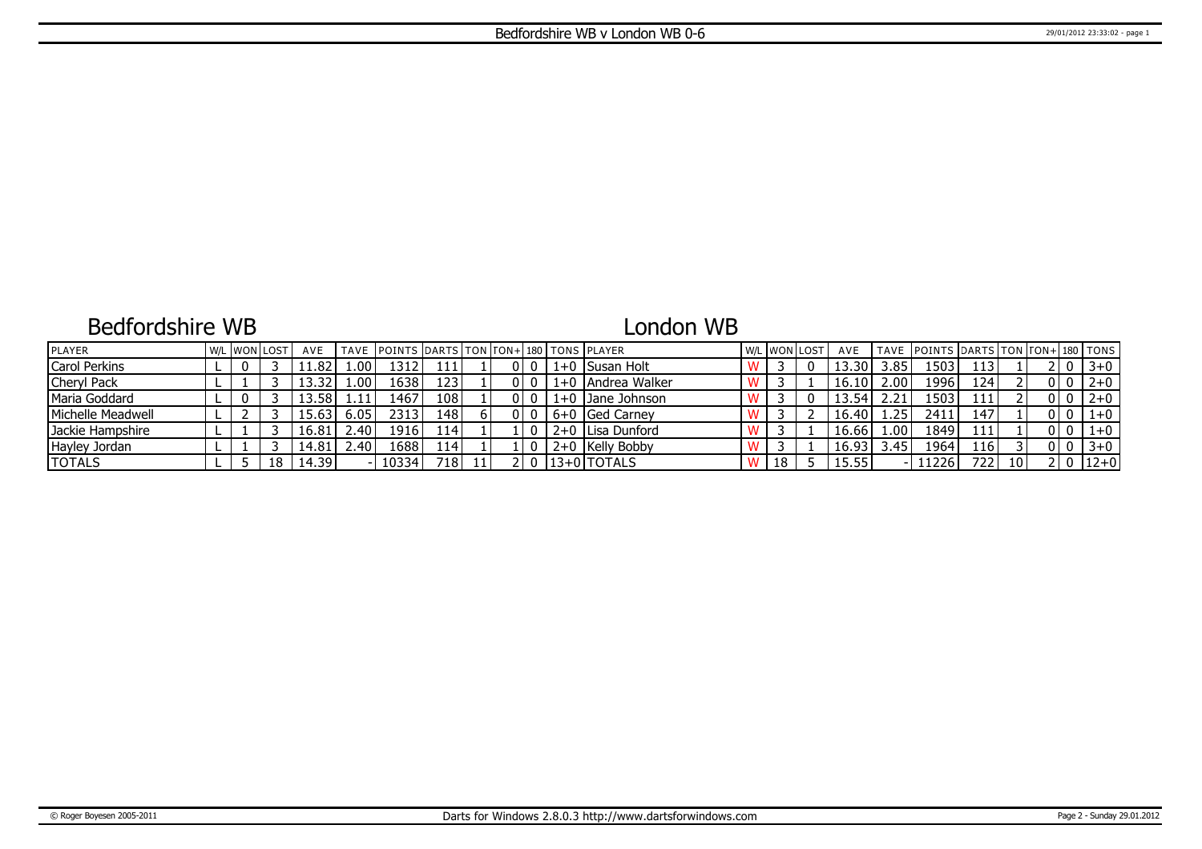# Bedfordshire WB v London WB 0-6

| Bedfordshire WB | | | | | | | | | | | | London WB | | | | | | | | | | | |
|---|---|---|---|---|---|---|---|---|---|---|---|---|---|---|---|---|---|---|---|---|---|---|---|
| PLAYER | W/L | WON | LOST | AVE | TAVE | POINTS | DARTS | TON | TON+ | 180 | TONS | PLAYER | W/L | WON | LOST | AVE | TAVE | POINTS | DARTS | TON | TON+ | 180 | TONS |
| Carol Perkins | L | 0 | 3 | 11.82 | 1.00 | 1312 | 111 | 1 | 0 | 0 | 1+0 | Susan Holt | W | 3 | 0 | 13.30 | 3.85 | 1503 | 113 | 1 | 2 | 0 | 3+0 |
| Cheryl Pack | L | 1 | 3 | 13.32 | 1.00 | 1638 | 123 | 1 | 0 | 0 | 1+0 | Andrea Walker | W | 3 | 1 | 16.10 | 2.00 | 1996 | 124 | 2 | 0 | 0 | 2+0 |
| Maria Goddard | L | 0 | 3 | 13.58 | 1.11 | 1467 | 108 | 1 | 0 | 0 | 1+0 | Jane Johnson | W | 3 | 0 | 13.54 | 2.21 | 1503 | 111 | 2 | 0 | 0 | 2+0 |
| Michelle Meadwell | L | 2 | 3 | 15.63 | 6.05 | 2313 | 148 | 6 | 0 | 0 | 6+0 | Ged Carney | W | 3 | 2 | 16.40 | 1.25 | 2411 | 147 | 1 | 0 | 0 | 1+0 |
| Jackie Hampshire | L | 1 | 3 | 16.81 | 2.40 | 1916 | 114 | 1 | 1 | 0 | 2+0 | Lisa Dunford | W | 3 | 1 | 16.66 | 1.00 | 1849 | 111 | 1 | 0 | 0 | 1+0 |
| Hayley Jordan | L | 1 | 3 | 14.81 | 2.40 | 1688 | 114 | 1 | 1 | 0 | 2+0 | Kelly Bobby | W | 3 | 1 | 16.93 | 3.45 | 1964 | 116 | 3 | 0 | 0 | 3+0 |
| TOTALS | L | 5 | 18 | 14.39 | - | 10334 | 718 | 11 | 2 | 0 | 13+0 | TOTALS | W | 18 | 5 | 15.55 | - | 11226 | 722 | 10 | 2 | 0 | 12+0 |